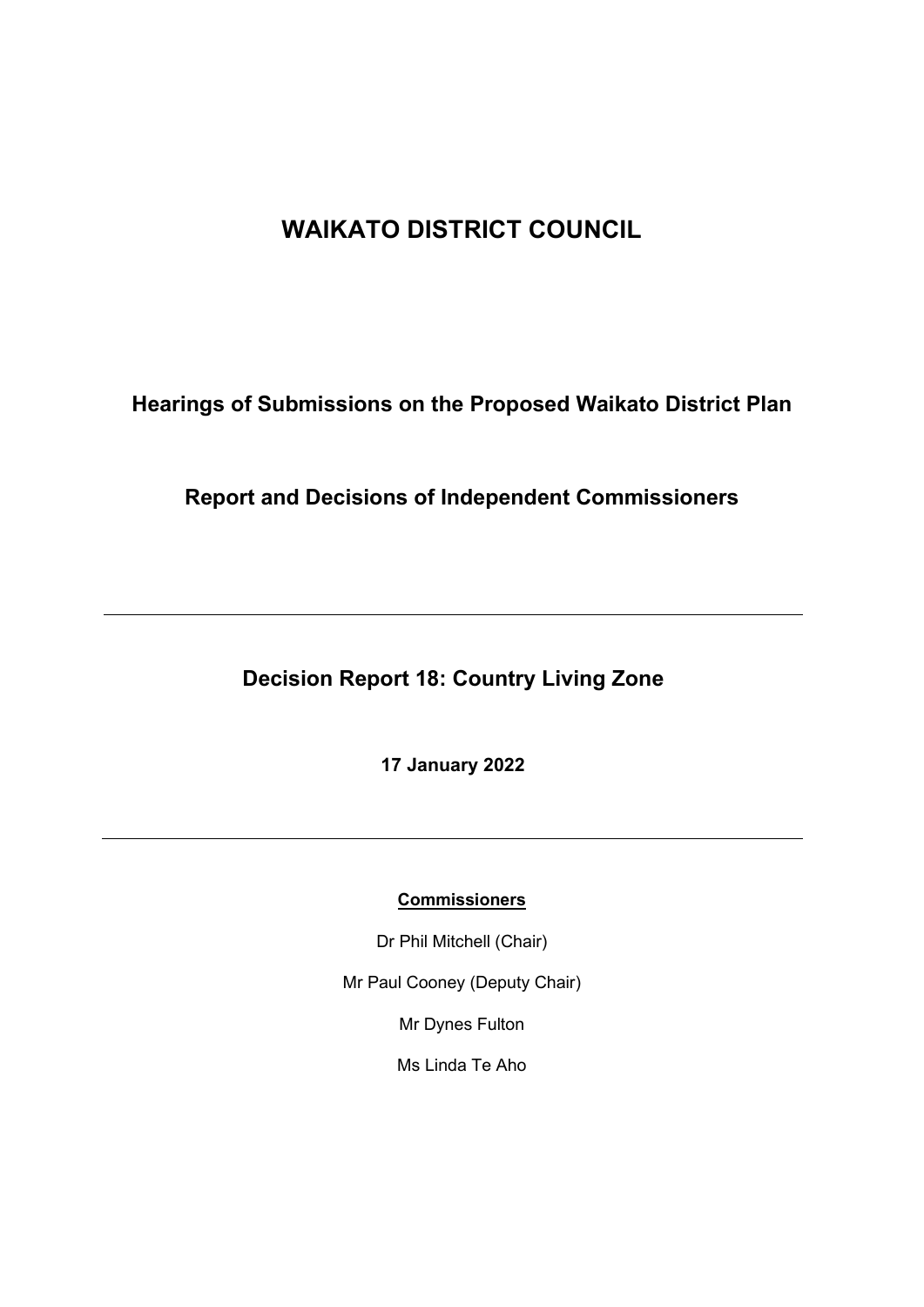# WAIKATO DISTRICT COUNCIL

## Hearings of Submissions on the Proposed Waikato District Plan

## Report and Decisions of Independent Commissioners

---

## Decision Report 18: Country Living Zone

**17 January 2022**

---

**Commissioners**

Dr Phil Mitchell (Chair)

Mr Paul Cooney (Deputy Chair)

Mr Dynes Fulton

Ms Linda Te Aho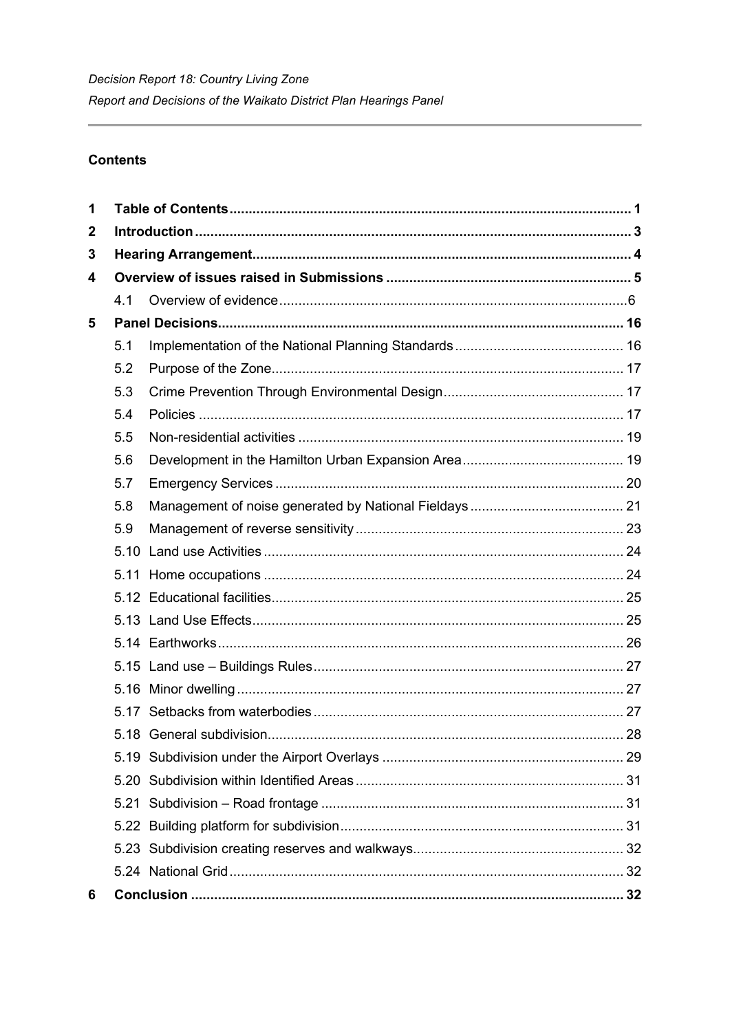## Contents

| | | | |
|---|---|---|---|
| 1 | | Table of Contents | 1 |
| 2 | | Introduction | 3 |
| 3 | | Hearing Arrangement | 4 |
| 4 | | Overview of issues raised in Submissions | 5 |
| | 4.1 | Overview of evidence | 6 |
| 5 | | Panel Decisions | 16 |
| | 5.1 | Implementation of the National Planning Standards | 16 |
| | 5.2 | Purpose of the Zone | 17 |
| | 5.3 | Crime Prevention Through Environmental Design | 17 |
| | 5.4 | Policies | 17 |
| | 5.5 | Non-residential activities | 19 |
| | 5.6 | Development in the Hamilton Urban Expansion Area | 19 |
| | 5.7 | Emergency Services | 20 |
| | 5.8 | Management of noise generated by National Fieldays | 21 |
| | 5.9 | Management of reverse sensitivity | 23 |
| | 5.10 | Land use Activities | 24 |
| | 5.11 | Home occupations | 24 |
| | 5.12 | Educational facilities | 25 |
| | 5.13 | Land Use Effects | 25 |
| | 5.14 | Earthworks | 26 |
| | 5.15 | Land use – Buildings Rules | 27 |
| | 5.16 | Minor dwelling | 27 |
| | 5.17 | Setbacks from waterbodies | 27 |
| | 5.18 | General subdivision | 28 |
| | 5.19 | Subdivision under the Airport Overlays | 29 |
| | 5.20 | Subdivision within Identified Areas | 31 |
| | 5.21 | Subdivision – Road frontage | 31 |
| | 5.22 | Building platform for subdivision | 31 |
| | 5.23 | Subdivision creating reserves and walkways | 32 |
| | 5.24 | National Grid | 32 |
| 6 | | Conclusion | 32 |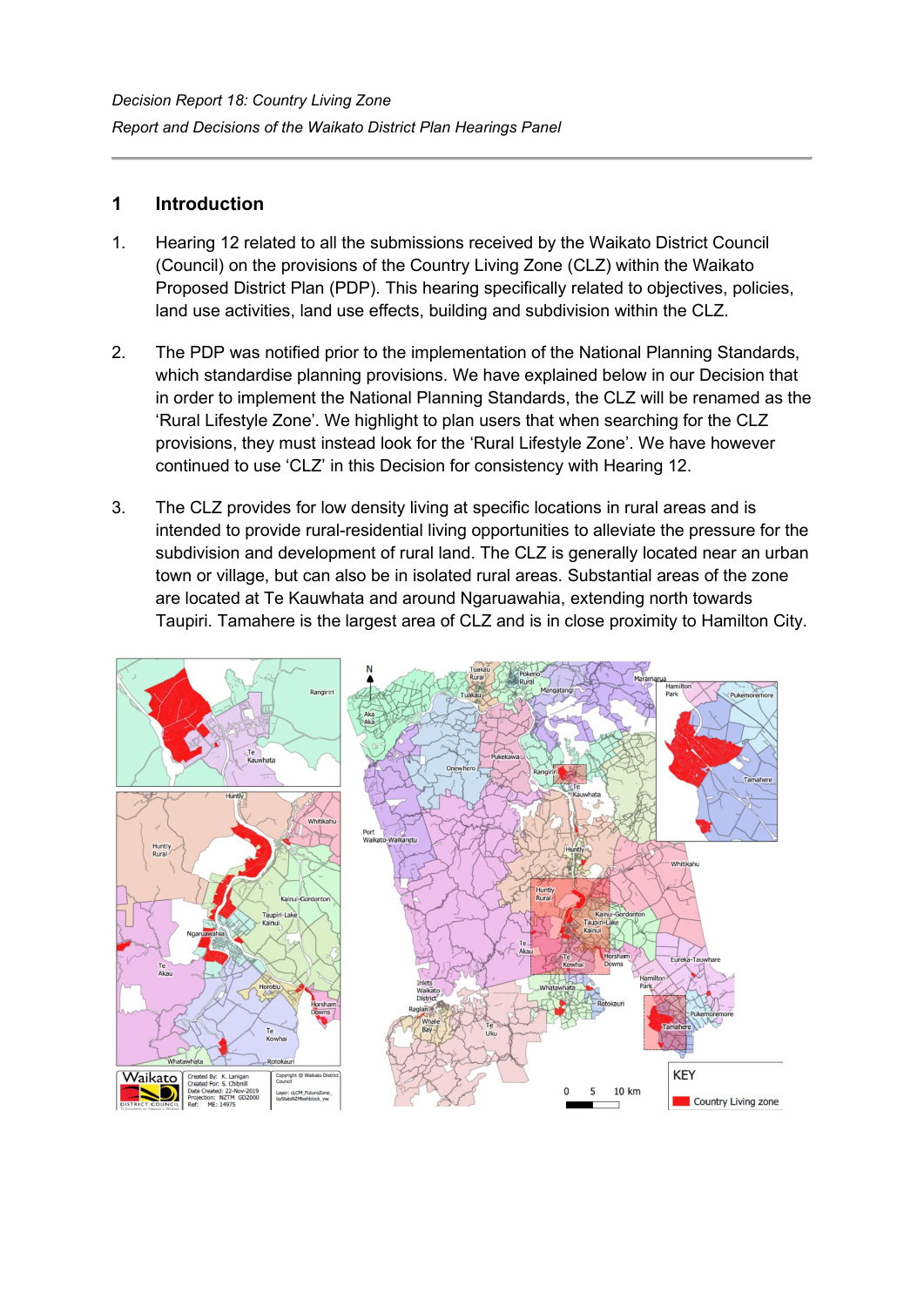## 1 Introduction

1. Hearing 12 related to all the submissions received by the Waikato District Council (Council) on the provisions of the Country Living Zone (CLZ) within the Waikato Proposed District Plan (PDP). This hearing specifically related to objectives, policies, land use activities, land use effects, building and subdivision within the CLZ.

2. The PDP was notified prior to the implementation of the National Planning Standards, which standardise planning provisions. We have explained below in our Decision that in order to implement the National Planning Standards, the CLZ will be renamed as the 'Rural Lifestyle Zone'. We highlight to plan users that when searching for the CLZ provisions, they must instead look for the 'Rural Lifestyle Zone'. We have however continued to use 'CLZ' in this Decision for consistency with Hearing 12.

3. The CLZ provides for low density living at specific locations in rural areas and is intended to provide rural-residential living opportunities to alleviate the pressure for the subdivision and development of rural land. The CLZ is generally located near an urban town or village, but can also be in isolated rural areas. Substantial areas of the zone are located at Te Kauwhata and around Ngaruawahia, extending north towards Taupiri. Tamahere is the largest area of CLZ and is in close proximity to Hamilton City.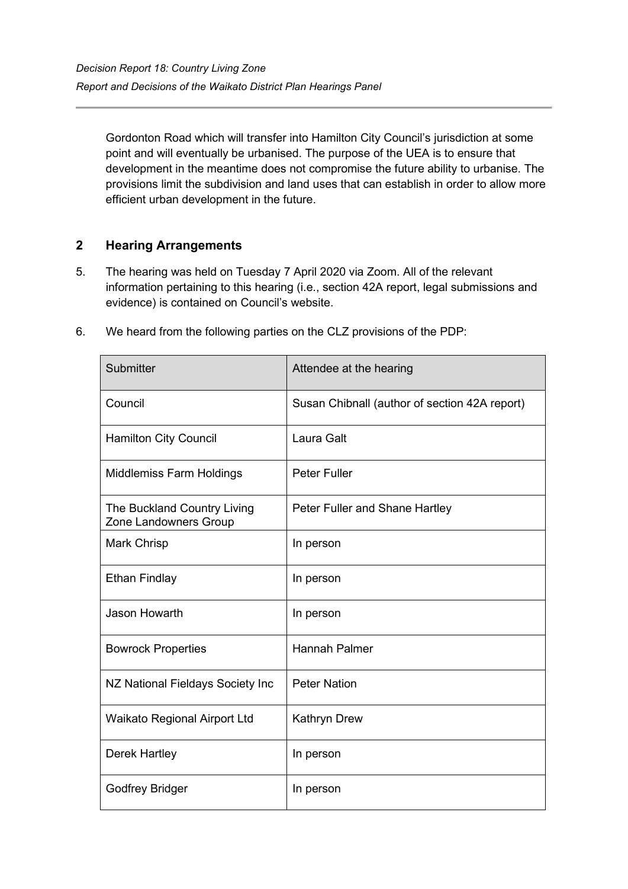Gordonton Road which will transfer into Hamilton City Council's jurisdiction at some point and will eventually be urbanised. The purpose of the UEA is to ensure that development in the meantime does not compromise the future ability to urbanise. The provisions limit the subdivision and land uses that can establish in order to allow more efficient urban development in the future.

## 2 Hearing Arrangements

5. The hearing was held on Tuesday 7 April 2020 via Zoom. All of the relevant information pertaining to this hearing (i.e., section 42A report, legal submissions and evidence) is contained on Council's website.

6. We heard from the following parties on the CLZ provisions of the PDP:

| Submitter | Attendee at the hearing |
|---|---|
| Council | Susan Chibnall (author of section 42A report) |
| Hamilton City Council | Laura Galt |
| Middlemiss Farm Holdings | Peter Fuller |
| The Buckland Country Living Zone Landowners Group | Peter Fuller and Shane Hartley |
| Mark Chrisp | In person |
| Ethan Findlay | In person |
| Jason Howarth | In person |
| Bowrock Properties | Hannah Palmer |
| NZ National Fieldays Society Inc | Peter Nation |
| Waikato Regional Airport Ltd | Kathryn Drew |
| Derek Hartley | In person |
| Godfrey Bridger | In person |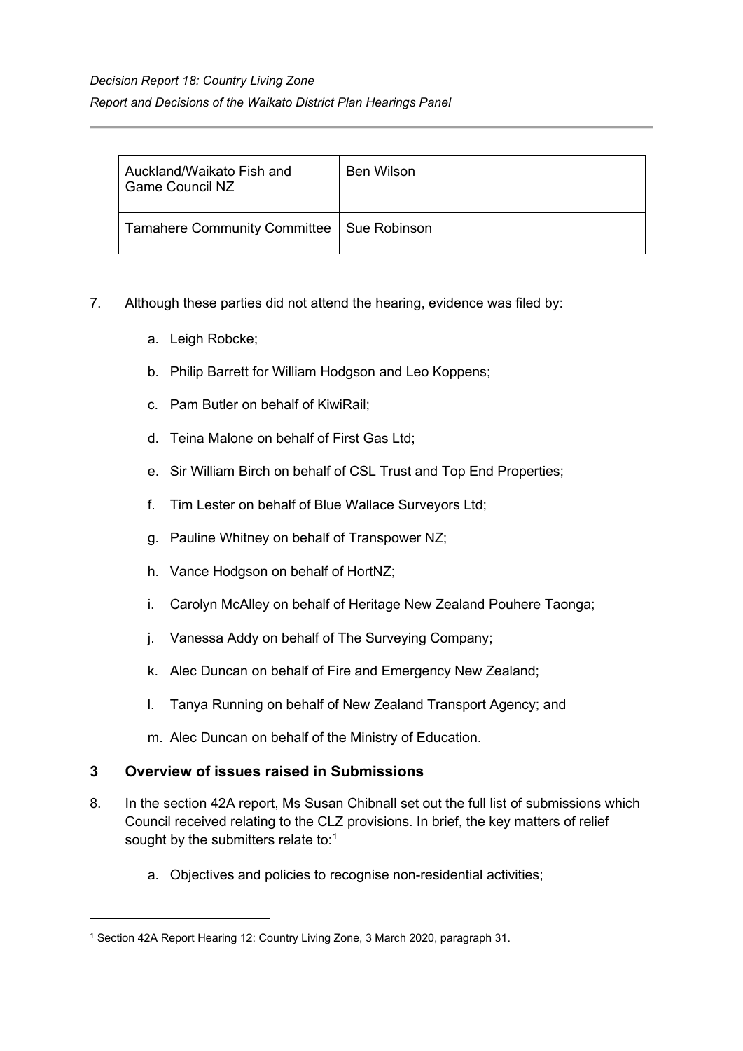| Auckland/Waikato Fish and Game Council NZ | Ben Wilson |
| --- | --- |
| Tamahere Community Committee | Sue Robinson |

7. Although these parties did not attend the hearing, evidence was filed by:

   a. Leigh Robcke;

   b. Philip Barrett for William Hodgson and Leo Koppens;

   c. Pam Butler on behalf of KiwiRail;

   d. Teina Malone on behalf of First Gas Ltd;

   e. Sir William Birch on behalf of CSL Trust and Top End Properties;

   f. Tim Lester on behalf of Blue Wallace Surveyors Ltd;

   g. Pauline Whitney on behalf of Transpower NZ;

   h. Vance Hodgson on behalf of HortNZ;

   i. Carolyn McAlley on behalf of Heritage New Zealand Pouhere Taonga;

   j. Vanessa Addy on behalf of The Surveying Company;

   k. Alec Duncan on behalf of Fire and Emergency New Zealand;

   l. Tanya Running on behalf of New Zealand Transport Agency; and

   m. Alec Duncan on behalf of the Ministry of Education.

## 3 Overview of issues raised in Submissions

8. In the section 42A report, Ms Susan Chibnall set out the full list of submissions which Council received relating to the CLZ provisions. In brief, the key matters of relief sought by the submitters relate to:[1]

   a. Objectives and policies to recognise non-residential activities;

[1] Section 42A Report Hearing 12: Country Living Zone, 3 March 2020, paragraph 31.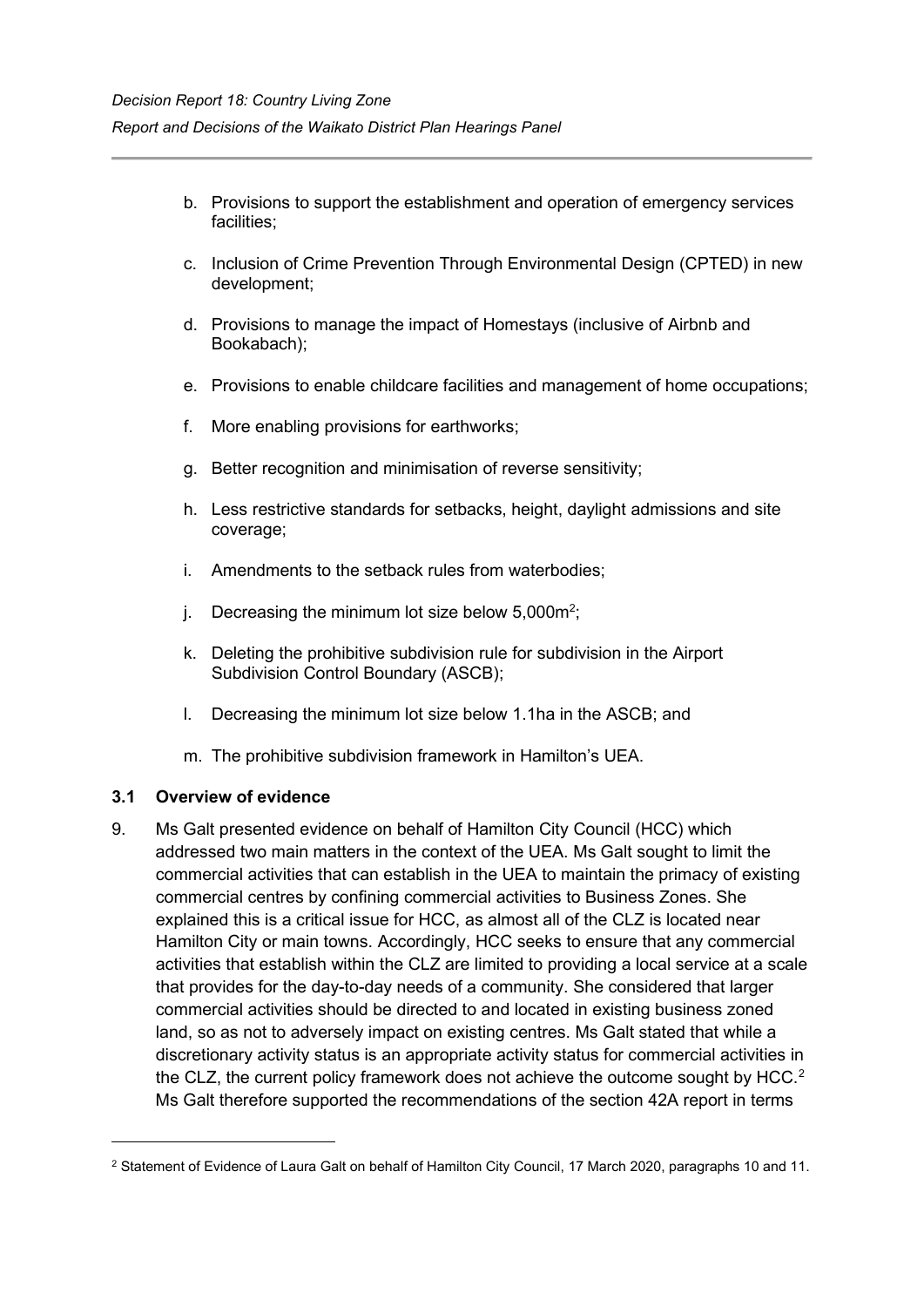b. Provisions to support the establishment and operation of emergency services facilities;

c. Inclusion of Crime Prevention Through Environmental Design (CPTED) in new development;

d. Provisions to manage the impact of Homestays (inclusive of Airbnb and Bookabach);

e. Provisions to enable childcare facilities and management of home occupations;

f. More enabling provisions for earthworks;

g. Better recognition and minimisation of reverse sensitivity;

h. Less restrictive standards for setbacks, height, daylight admissions and site coverage;

i. Amendments to the setback rules from waterbodies;

j. Decreasing the minimum lot size below 5,000m$^2$;

k. Deleting the prohibitive subdivision rule for subdivision in the Airport Subdivision Control Boundary (ASCB);

l. Decreasing the minimum lot size below 1.1ha in the ASCB; and

m. The prohibitive subdivision framework in Hamilton's UEA.

### 3.1 Overview of evidence

9. Ms Galt presented evidence on behalf of Hamilton City Council (HCC) which addressed two main matters in the context of the UEA. Ms Galt sought to limit the commercial activities that can establish in the UEA to maintain the primacy of existing commercial centres by confining commercial activities to Business Zones. She explained this is a critical issue for HCC, as almost all of the CLZ is located near Hamilton City or main towns. Accordingly, HCC seeks to ensure that any commercial activities that establish within the CLZ are limited to providing a local service at a scale that provides for the day-to-day needs of a community. She considered that larger commercial activities should be directed to and located in existing business zoned land, so as not to adversely impact on existing centres. Ms Galt stated that while a discretionary activity status is an appropriate activity status for commercial activities in the CLZ, the current policy framework does not achieve the outcome sought by HCC.[2] Ms Galt therefore supported the recommendations of the section 42A report in terms

[2] Statement of Evidence of Laura Galt on behalf of Hamilton City Council, 17 March 2020, paragraphs 10 and 11.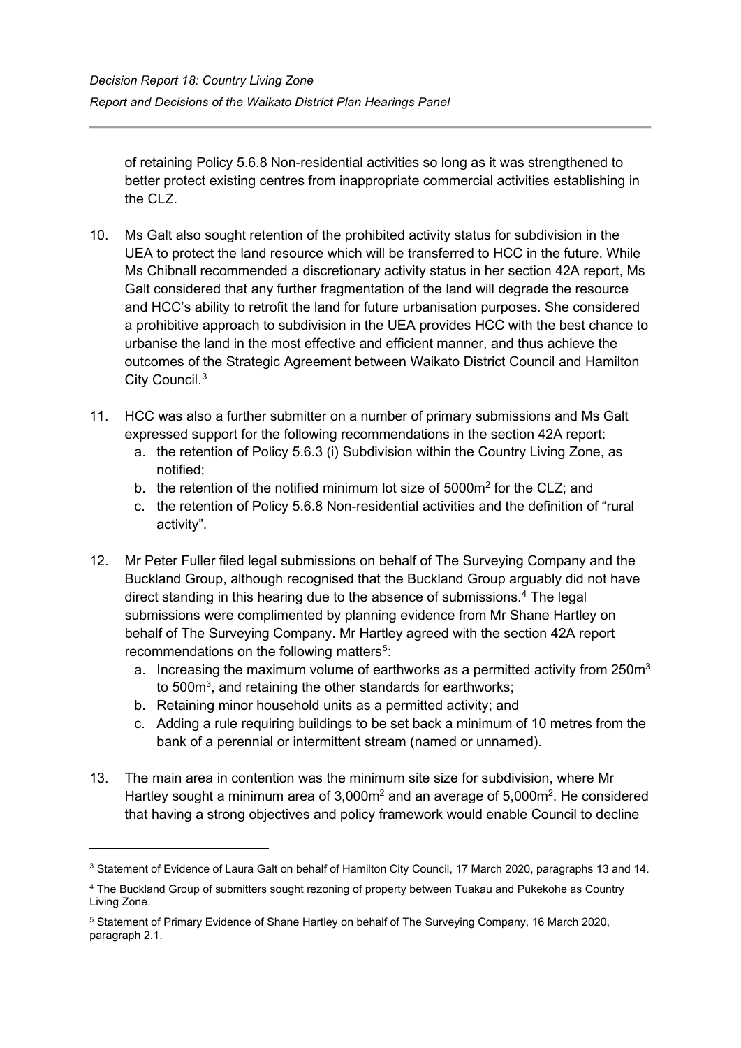of retaining Policy 5.6.8 Non-residential activities so long as it was strengthened to better protect existing centres from inappropriate commercial activities establishing in the CLZ.

10. Ms Galt also sought retention of the prohibited activity status for subdivision in the UEA to protect the land resource which will be transferred to HCC in the future. While Ms Chibnall recommended a discretionary activity status in her section 42A report, Ms Galt considered that any further fragmentation of the land will degrade the resource and HCC's ability to retrofit the land for future urbanisation purposes. She considered a prohibitive approach to subdivision in the UEA provides HCC with the best chance to urbanise the land in the most effective and efficient manner, and thus achieve the outcomes of the Strategic Agreement between Waikato District Council and Hamilton City Council.[3]

11. HCC was also a further submitter on a number of primary submissions and Ms Galt expressed support for the following recommendations in the section 42A report:
    a. the retention of Policy 5.6.3 (i) Subdivision within the Country Living Zone, as notified;
    b. the retention of the notified minimum lot size of 5000m$^2$ for the CLZ; and
    c. the retention of Policy 5.6.8 Non-residential activities and the definition of "rural activity".

12. Mr Peter Fuller filed legal submissions on behalf of The Surveying Company and the Buckland Group, although recognised that the Buckland Group arguably did not have direct standing in this hearing due to the absence of submissions.[4] The legal submissions were complimented by planning evidence from Mr Shane Hartley on behalf of The Surveying Company. Mr Hartley agreed with the section 42A report recommendations on the following matters[5]:
    a. Increasing the maximum volume of earthworks as a permitted activity from 250m$^3$ to 500m$^3$, and retaining the other standards for earthworks;
    b. Retaining minor household units as a permitted activity; and
    c. Adding a rule requiring buildings to be set back a minimum of 10 metres from the bank of a perennial or intermittent stream (named or unnamed).

13. The main area in contention was the minimum site size for subdivision, where Mr Hartley sought a minimum area of 3,000m$^2$ and an average of 5,000m$^2$. He considered that having a strong objectives and policy framework would enable Council to decline

---

[3] Statement of Evidence of Laura Galt on behalf of Hamilton City Council, 17 March 2020, paragraphs 13 and 14.

[4] The Buckland Group of submitters sought rezoning of property between Tuakau and Pukekohe as Country Living Zone.

[5] Statement of Primary Evidence of Shane Hartley on behalf of The Surveying Company, 16 March 2020, paragraph 2.1.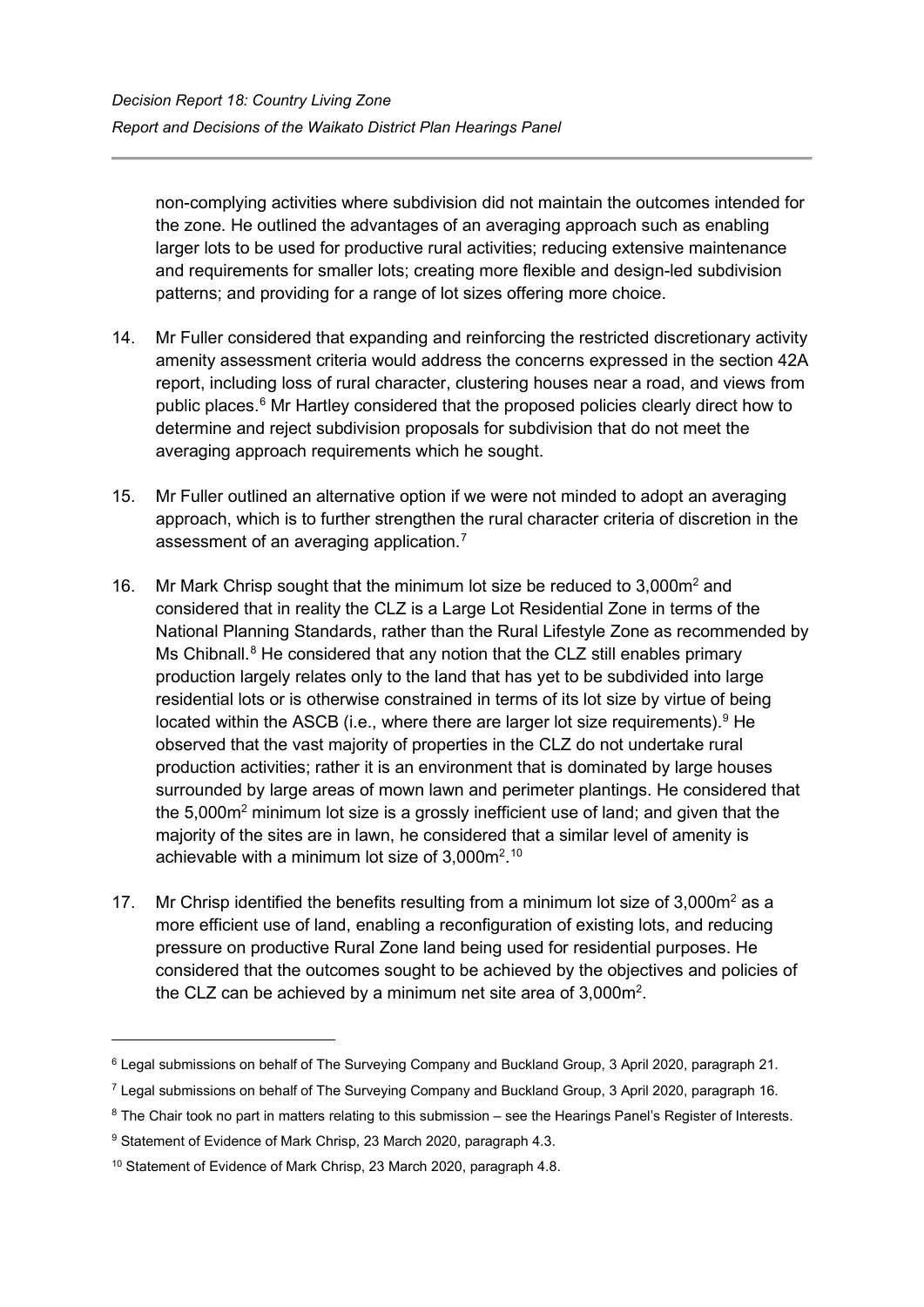non-complying activities where subdivision did not maintain the outcomes intended for the zone. He outlined the advantages of an averaging approach such as enabling larger lots to be used for productive rural activities; reducing extensive maintenance and requirements for smaller lots; creating more flexible and design-led subdivision patterns; and providing for a range of lot sizes offering more choice.

14. Mr Fuller considered that expanding and reinforcing the restricted discretionary activity amenity assessment criteria would address the concerns expressed in the section 42A report, including loss of rural character, clustering houses near a road, and views from public places.[6] Mr Hartley considered that the proposed policies clearly direct how to determine and reject subdivision proposals for subdivision that do not meet the averaging approach requirements which he sought.

15. Mr Fuller outlined an alternative option if we were not minded to adopt an averaging approach, which is to further strengthen the rural character criteria of discretion in the assessment of an averaging application.[7]

16. Mr Mark Chrisp sought that the minimum lot size be reduced to 3,000m$^2$ and considered that in reality the CLZ is a Large Lot Residential Zone in terms of the National Planning Standards, rather than the Rural Lifestyle Zone as recommended by Ms Chibnall.[8] He considered that any notion that the CLZ still enables primary production largely relates only to the land that has yet to be subdivided into large residential lots or is otherwise constrained in terms of its lot size by virtue of being located within the ASCB (i.e., where there are larger lot size requirements).[9] He observed that the vast majority of properties in the CLZ do not undertake rural production activities; rather it is an environment that is dominated by large houses surrounded by large areas of mown lawn and perimeter plantings. He considered that the 5,000m$^2$ minimum lot size is a grossly inefficient use of land; and given that the majority of the sites are in lawn, he considered that a similar level of amenity is achievable with a minimum lot size of 3,000m$^2$.[10]

17. Mr Chrisp identified the benefits resulting from a minimum lot size of 3,000m$^2$ as a more efficient use of land, enabling a reconfiguration of existing lots, and reducing pressure on productive Rural Zone land being used for residential purposes. He considered that the outcomes sought to be achieved by the objectives and policies of the CLZ can be achieved by a minimum net site area of 3,000m$^2$.

---

[6] Legal submissions on behalf of The Surveying Company and Buckland Group, 3 April 2020, paragraph 21.

[7] Legal submissions on behalf of The Surveying Company and Buckland Group, 3 April 2020, paragraph 16.

[8] The Chair took no part in matters relating to this submission – see the Hearings Panel's Register of Interests.

[9] Statement of Evidence of Mark Chrisp, 23 March 2020, paragraph 4.3.

[10] Statement of Evidence of Mark Chrisp, 23 March 2020, paragraph 4.8.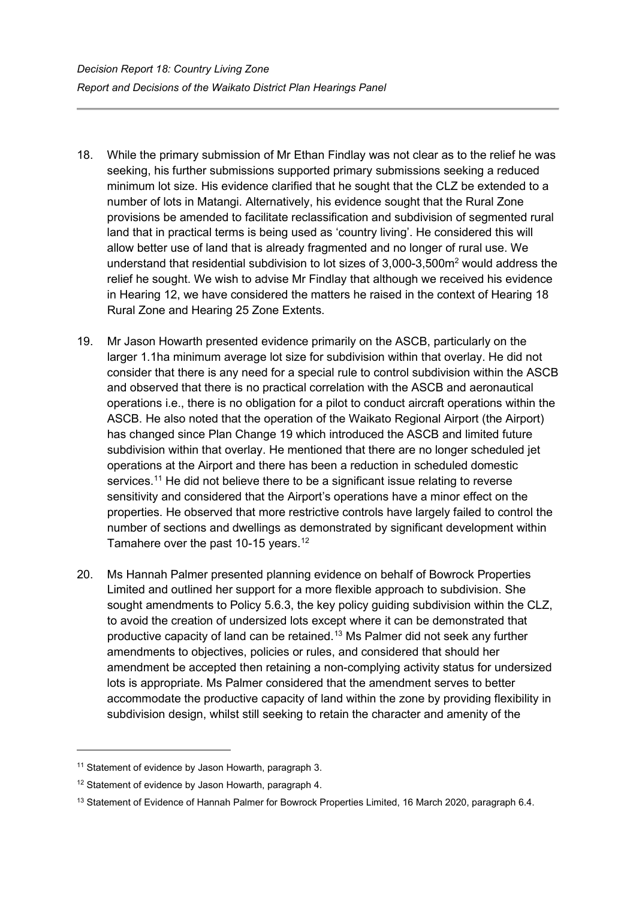18. While the primary submission of Mr Ethan Findlay was not clear as to the relief he was seeking, his further submissions supported primary submissions seeking a reduced minimum lot size. His evidence clarified that he sought that the CLZ be extended to a number of lots in Matangi. Alternatively, his evidence sought that the Rural Zone provisions be amended to facilitate reclassification and subdivision of segmented rural land that in practical terms is being used as 'country living'. He considered this will allow better use of land that is already fragmented and no longer of rural use. We understand that residential subdivision to lot sizes of 3,000-3,500m$^2$ would address the relief he sought. We wish to advise Mr Findlay that although we received his evidence in Hearing 12, we have considered the matters he raised in the context of Hearing 18 Rural Zone and Hearing 25 Zone Extents.

19. Mr Jason Howarth presented evidence primarily on the ASCB, particularly on the larger 1.1ha minimum average lot size for subdivision within that overlay. He did not consider that there is any need for a special rule to control subdivision within the ASCB and observed that there is no practical correlation with the ASCB and aeronautical operations i.e., there is no obligation for a pilot to conduct aircraft operations within the ASCB. He also noted that the operation of the Waikato Regional Airport (the Airport) has changed since Plan Change 19 which introduced the ASCB and limited future subdivision within that overlay. He mentioned that there are no longer scheduled jet operations at the Airport and there has been a reduction in scheduled domestic services.[11] He did not believe there to be a significant issue relating to reverse sensitivity and considered that the Airport's operations have a minor effect on the properties. He observed that more restrictive controls have largely failed to control the number of sections and dwellings as demonstrated by significant development within Tamahere over the past 10-15 years.[12]

20. Ms Hannah Palmer presented planning evidence on behalf of Bowrock Properties Limited and outlined her support for a more flexible approach to subdivision. She sought amendments to Policy 5.6.3, the key policy guiding subdivision within the CLZ, to avoid the creation of undersized lots except where it can be demonstrated that productive capacity of land can be retained.[13] Ms Palmer did not seek any further amendments to objectives, policies or rules, and considered that should her amendment be accepted then retaining a non-complying activity status for undersized lots is appropriate. Ms Palmer considered that the amendment serves to better accommodate the productive capacity of land within the zone by providing flexibility in subdivision design, whilst still seeking to retain the character and amenity of the

---

[11] Statement of evidence by Jason Howarth, paragraph 3.

[12] Statement of evidence by Jason Howarth, paragraph 4.

[13] Statement of Evidence of Hannah Palmer for Bowrock Properties Limited, 16 March 2020, paragraph 6.4.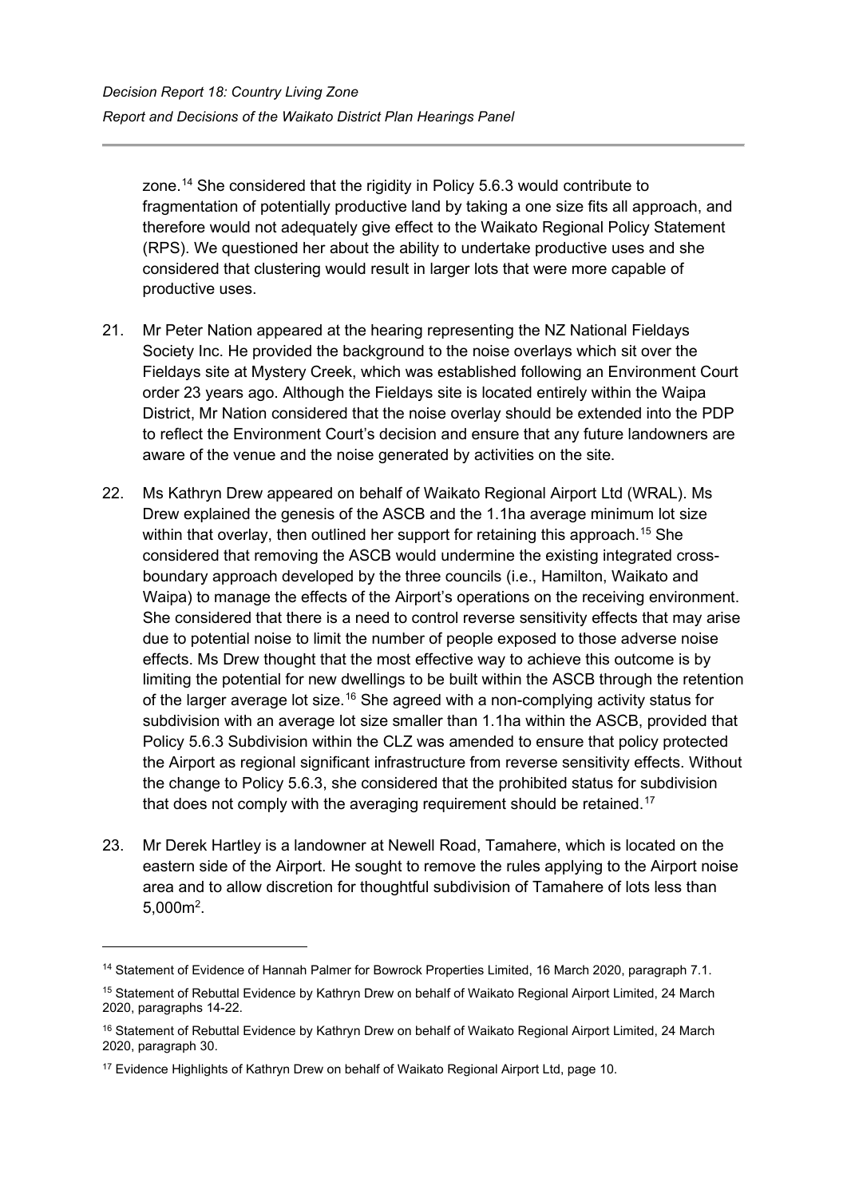zone.[14] She considered that the rigidity in Policy 5.6.3 would contribute to fragmentation of potentially productive land by taking a one size fits all approach, and therefore would not adequately give effect to the Waikato Regional Policy Statement (RPS). We questioned her about the ability to undertake productive uses and she considered that clustering would result in larger lots that were more capable of productive uses.

21. Mr Peter Nation appeared at the hearing representing the NZ National Fieldays Society Inc. He provided the background to the noise overlays which sit over the Fieldays site at Mystery Creek, which was established following an Environment Court order 23 years ago. Although the Fieldays site is located entirely within the Waipa District, Mr Nation considered that the noise overlay should be extended into the PDP to reflect the Environment Court's decision and ensure that any future landowners are aware of the venue and the noise generated by activities on the site.

22. Ms Kathryn Drew appeared on behalf of Waikato Regional Airport Ltd (WRAL). Ms Drew explained the genesis of the ASCB and the 1.1ha average minimum lot size within that overlay, then outlined her support for retaining this approach.[15] She considered that removing the ASCB would undermine the existing integrated cross-boundary approach developed by the three councils (i.e., Hamilton, Waikato and Waipa) to manage the effects of the Airport's operations on the receiving environment. She considered that there is a need to control reverse sensitivity effects that may arise due to potential noise to limit the number of people exposed to those adverse noise effects. Ms Drew thought that the most effective way to achieve this outcome is by limiting the potential for new dwellings to be built within the ASCB through the retention of the larger average lot size.[16] She agreed with a non-complying activity status for subdivision with an average lot size smaller than 1.1ha within the ASCB, provided that Policy 5.6.3 Subdivision within the CLZ was amended to ensure that policy protected the Airport as regional significant infrastructure from reverse sensitivity effects. Without the change to Policy 5.6.3, she considered that the prohibited status for subdivision that does not comply with the averaging requirement should be retained.[17]

23. Mr Derek Hartley is a landowner at Newell Road, Tamahere, which is located on the eastern side of the Airport. He sought to remove the rules applying to the Airport noise area and to allow discretion for thoughtful subdivision of Tamahere of lots less than 5,000m$^2$.

---

[14] Statement of Evidence of Hannah Palmer for Bowrock Properties Limited, 16 March 2020, paragraph 7.1.

[15] Statement of Rebuttal Evidence by Kathryn Drew on behalf of Waikato Regional Airport Limited, 24 March 2020, paragraphs 14-22.

[16] Statement of Rebuttal Evidence by Kathryn Drew on behalf of Waikato Regional Airport Limited, 24 March 2020, paragraph 30.

[17] Evidence Highlights of Kathryn Drew on behalf of Waikato Regional Airport Ltd, page 10.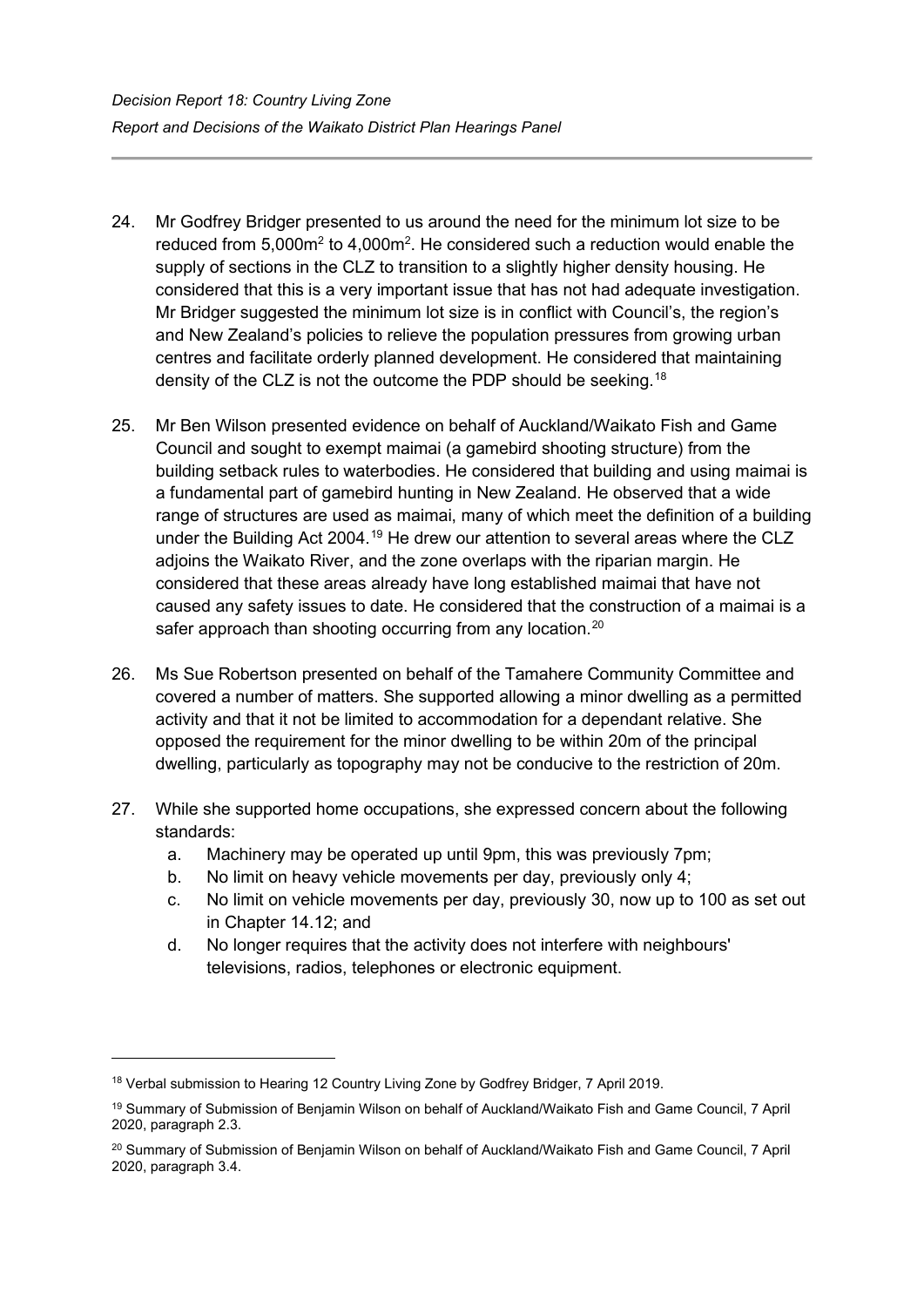24. Mr Godfrey Bridger presented to us around the need for the minimum lot size to be reduced from 5,000m$^2$ to 4,000m$^2$. He considered such a reduction would enable the supply of sections in the CLZ to transition to a slightly higher density housing. He considered that this is a very important issue that has not had adequate investigation. Mr Bridger suggested the minimum lot size is in conflict with Council's, the region's and New Zealand's policies to relieve the population pressures from growing urban centres and facilitate orderly planned development. He considered that maintaining density of the CLZ is not the outcome the PDP should be seeking.[18]

25. Mr Ben Wilson presented evidence on behalf of Auckland/Waikato Fish and Game Council and sought to exempt maimai (a gamebird shooting structure) from the building setback rules to waterbodies. He considered that building and using maimai is a fundamental part of gamebird hunting in New Zealand. He observed that a wide range of structures are used as maimai, many of which meet the definition of a building under the Building Act 2004.[19] He drew our attention to several areas where the CLZ adjoins the Waikato River, and the zone overlaps with the riparian margin. He considered that these areas already have long established maimai that have not caused any safety issues to date. He considered that the construction of a maimai is a safer approach than shooting occurring from any location.[20]

26. Ms Sue Robertson presented on behalf of the Tamahere Community Committee and covered a number of matters. She supported allowing a minor dwelling as a permitted activity and that it not be limited to accommodation for a dependant relative. She opposed the requirement for the minor dwelling to be within 20m of the principal dwelling, particularly as topography may not be conducive to the restriction of 20m.

27. While she supported home occupations, she expressed concern about the following standards:
    a. Machinery may be operated up until 9pm, this was previously 7pm;
    b. No limit on heavy vehicle movements per day, previously only 4;
    c. No limit on vehicle movements per day, previously 30, now up to 100 as set out in Chapter 14.12; and
    d. No longer requires that the activity does not interfere with neighbours' televisions, radios, telephones or electronic equipment.

---

[18] Verbal submission to Hearing 12 Country Living Zone by Godfrey Bridger, 7 April 2019.

[19] Summary of Submission of Benjamin Wilson on behalf of Auckland/Waikato Fish and Game Council, 7 April 2020, paragraph 2.3.

[20] Summary of Submission of Benjamin Wilson on behalf of Auckland/Waikato Fish and Game Council, 7 April 2020, paragraph 3.4.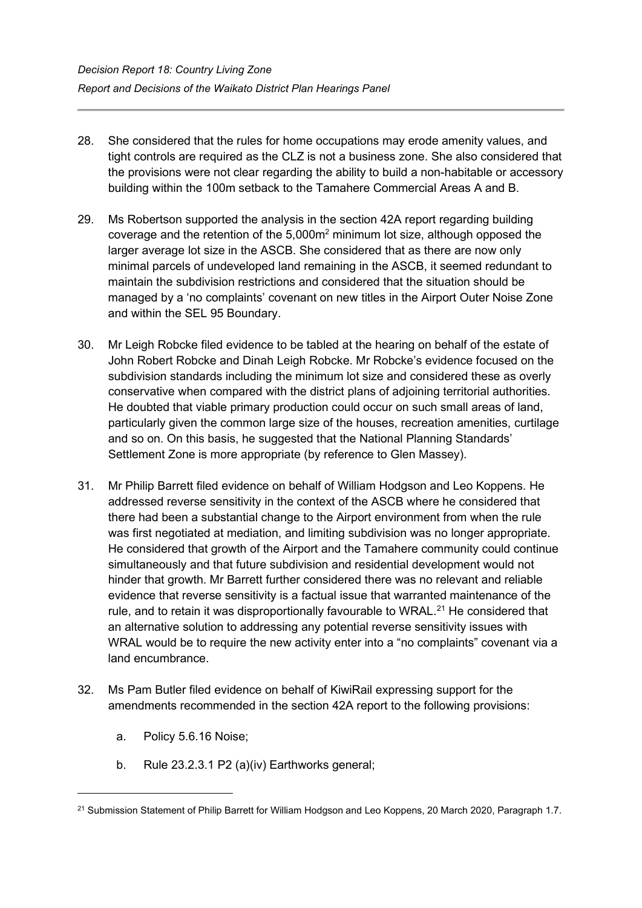28. She considered that the rules for home occupations may erode amenity values, and tight controls are required as the CLZ is not a business zone. She also considered that the provisions were not clear regarding the ability to build a non-habitable or accessory building within the 100m setback to the Tamahere Commercial Areas A and B.

29. Ms Robertson supported the analysis in the section 42A report regarding building coverage and the retention of the 5,000m$^2$ minimum lot size, although opposed the larger average lot size in the ASCB. She considered that as there are now only minimal parcels of undeveloped land remaining in the ASCB, it seemed redundant to maintain the subdivision restrictions and considered that the situation should be managed by a 'no complaints' covenant on new titles in the Airport Outer Noise Zone and within the SEL 95 Boundary.

30. Mr Leigh Robcke filed evidence to be tabled at the hearing on behalf of the estate of John Robert Robcke and Dinah Leigh Robcke. Mr Robcke's evidence focused on the subdivision standards including the minimum lot size and considered these as overly conservative when compared with the district plans of adjoining territorial authorities. He doubted that viable primary production could occur on such small areas of land, particularly given the common large size of the houses, recreation amenities, curtilage and so on. On this basis, he suggested that the National Planning Standards' Settlement Zone is more appropriate (by reference to Glen Massey).

31. Mr Philip Barrett filed evidence on behalf of William Hodgson and Leo Koppens. He addressed reverse sensitivity in the context of the ASCB where he considered that there had been a substantial change to the Airport environment from when the rule was first negotiated at mediation, and limiting subdivision was no longer appropriate. He considered that growth of the Airport and the Tamahere community could continue simultaneously and that future subdivision and residential development would not hinder that growth. Mr Barrett further considered there was no relevant and reliable evidence that reverse sensitivity is a factual issue that warranted maintenance of the rule, and to retain it was disproportionally favourable to WRAL.[21] He considered that an alternative solution to addressing any potential reverse sensitivity issues with WRAL would be to require the new activity enter into a "no complaints" covenant via a land encumbrance.

32. Ms Pam Butler filed evidence on behalf of KiwiRail expressing support for the amendments recommended in the section 42A report to the following provisions:

    a. Policy 5.6.16 Noise;

    b. Rule 23.2.3.1 P2 (a)(iv) Earthworks general;

[21] Submission Statement of Philip Barrett for William Hodgson and Leo Koppens, 20 March 2020, Paragraph 1.7.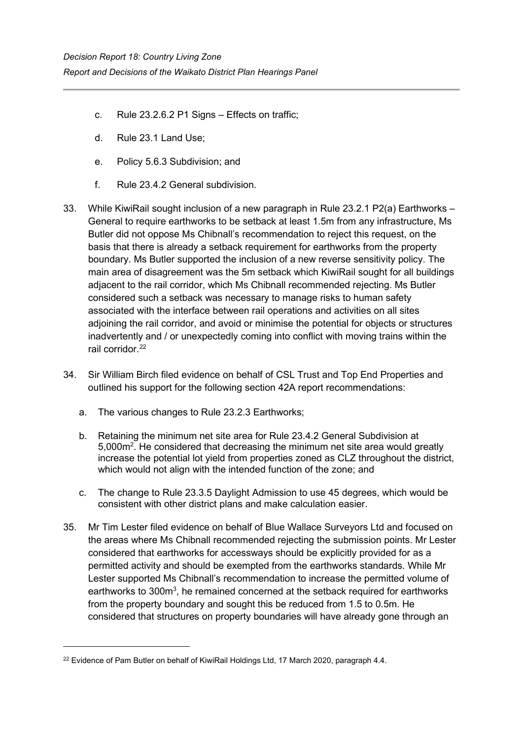c. Rule 23.2.6.2 P1 Signs – Effects on traffic;

d. Rule 23.1 Land Use;

e. Policy 5.6.3 Subdivision; and

f. Rule 23.4.2 General subdivision.

33. While KiwiRail sought inclusion of a new paragraph in Rule 23.2.1 P2(a) Earthworks – General to require earthworks to be setback at least 1.5m from any infrastructure, Ms Butler did not oppose Ms Chibnall's recommendation to reject this request, on the basis that there is already a setback requirement for earthworks from the property boundary. Ms Butler supported the inclusion of a new reverse sensitivity policy. The main area of disagreement was the 5m setback which KiwiRail sought for all buildings adjacent to the rail corridor, which Ms Chibnall recommended rejecting. Ms Butler considered such a setback was necessary to manage risks to human safety associated with the interface between rail operations and activities on all sites adjoining the rail corridor, and avoid or minimise the potential for objects or structures inadvertently and / or unexpectedly coming into conflict with moving trains within the rail corridor.[22]

34. Sir William Birch filed evidence on behalf of CSL Trust and Top End Properties and outlined his support for the following section 42A report recommendations:

    a. The various changes to Rule 23.2.3 Earthworks;

    b. Retaining the minimum net site area for Rule 23.4.2 General Subdivision at $5{,}000m^2$. He considered that decreasing the minimum net site area would greatly increase the potential lot yield from properties zoned as CLZ throughout the district, which would not align with the intended function of the zone; and

    c. The change to Rule 23.3.5 Daylight Admission to use 45 degrees, which would be consistent with other district plans and make calculation easier.

35. Mr Tim Lester filed evidence on behalf of Blue Wallace Surveyors Ltd and focused on the areas where Ms Chibnall recommended rejecting the submission points. Mr Lester considered that earthworks for accessways should be explicitly provided for as a permitted activity and should be exempted from the earthworks standards. While Mr Lester supported Ms Chibnall's recommendation to increase the permitted volume of earthworks to $300m^3$, he remained concerned at the setback required for earthworks from the property boundary and sought this be reduced from 1.5 to 0.5m. He considered that structures on property boundaries will have already gone through an

---

[22] Evidence of Pam Butler on behalf of KiwiRail Holdings Ltd, 17 March 2020, paragraph 4.4.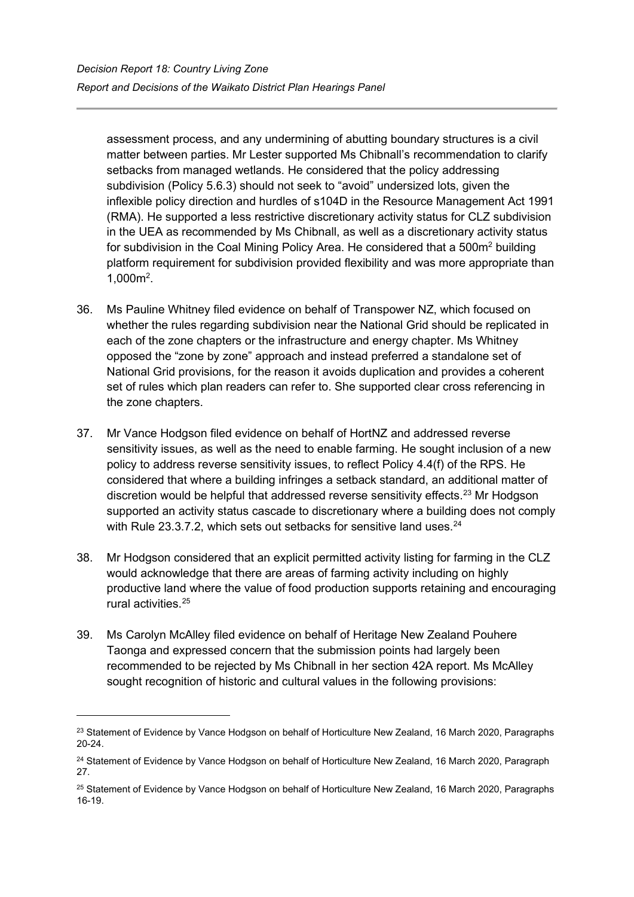assessment process, and any undermining of abutting boundary structures is a civil matter between parties. Mr Lester supported Ms Chibnall's recommendation to clarify setbacks from managed wetlands. He considered that the policy addressing subdivision (Policy 5.6.3) should not seek to "avoid" undersized lots, given the inflexible policy direction and hurdles of s104D in the Resource Management Act 1991 (RMA). He supported a less restrictive discretionary activity status for CLZ subdivision in the UEA as recommended by Ms Chibnall, as well as a discretionary activity status for subdivision in the Coal Mining Policy Area. He considered that a 500m$^2$ building platform requirement for subdivision provided flexibility and was more appropriate than 1,000m$^2$.

36. Ms Pauline Whitney filed evidence on behalf of Transpower NZ, which focused on whether the rules regarding subdivision near the National Grid should be replicated in each of the zone chapters or the infrastructure and energy chapter. Ms Whitney opposed the "zone by zone" approach and instead preferred a standalone set of National Grid provisions, for the reason it avoids duplication and provides a coherent set of rules which plan readers can refer to. She supported clear cross referencing in the zone chapters.

37. Mr Vance Hodgson filed evidence on behalf of HortNZ and addressed reverse sensitivity issues, as well as the need to enable farming. He sought inclusion of a new policy to address reverse sensitivity issues, to reflect Policy 4.4(f) of the RPS. He considered that where a building infringes a setback standard, an additional matter of discretion would be helpful that addressed reverse sensitivity effects.[23] Mr Hodgson supported an activity status cascade to discretionary where a building does not comply with Rule 23.3.7.2, which sets out setbacks for sensitive land uses.[24]

38. Mr Hodgson considered that an explicit permitted activity listing for farming in the CLZ would acknowledge that there are areas of farming activity including on highly productive land where the value of food production supports retaining and encouraging rural activities.[25]

39. Ms Carolyn McAlley filed evidence on behalf of Heritage New Zealand Pouhere Taonga and expressed concern that the submission points had largely been recommended to be rejected by Ms Chibnall in her section 42A report. Ms McAlley sought recognition of historic and cultural values in the following provisions:

---

[23] Statement of Evidence by Vance Hodgson on behalf of Horticulture New Zealand, 16 March 2020, Paragraphs 20-24.

[24] Statement of Evidence by Vance Hodgson on behalf of Horticulture New Zealand, 16 March 2020, Paragraph 27.

[25] Statement of Evidence by Vance Hodgson on behalf of Horticulture New Zealand, 16 March 2020, Paragraphs 16-19.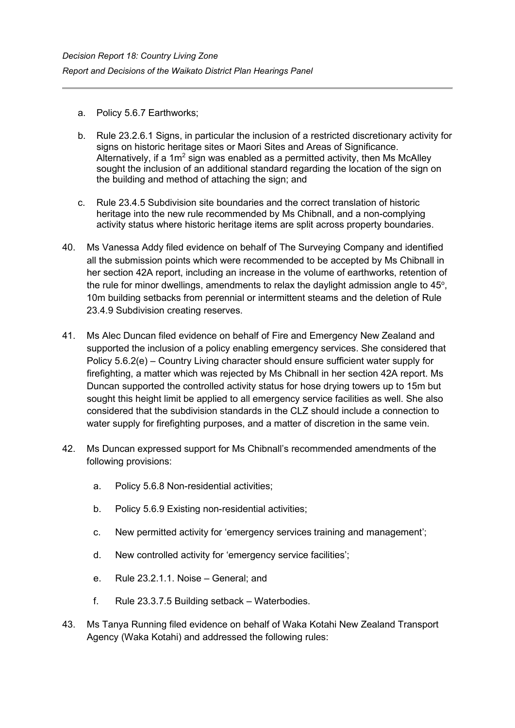a. Policy 5.6.7 Earthworks;

b. Rule 23.2.6.1 Signs, in particular the inclusion of a restricted discretionary activity for signs on historic heritage sites or Maori Sites and Areas of Significance. Alternatively, if a $1m^2$ sign was enabled as a permitted activity, then Ms McAlley sought the inclusion of an additional standard regarding the location of the sign on the building and method of attaching the sign; and

c. Rule 23.4.5 Subdivision site boundaries and the correct translation of historic heritage into the new rule recommended by Ms Chibnall, and a non-complying activity status where historic heritage items are split across property boundaries.

40. Ms Vanessa Addy filed evidence on behalf of The Surveying Company and identified all the submission points which were recommended to be accepted by Ms Chibnall in her section 42A report, including an increase in the volume of earthworks, retention of the rule for minor dwellings, amendments to relax the daylight admission angle to $45^o$, 10m building setbacks from perennial or intermittent steams and the deletion of Rule 23.4.9 Subdivision creating reserves.

41. Ms Alec Duncan filed evidence on behalf of Fire and Emergency New Zealand and supported the inclusion of a policy enabling emergency services. She considered that Policy 5.6.2(e) – Country Living character should ensure sufficient water supply for firefighting, a matter which was rejected by Ms Chibnall in her section 42A report. Ms Duncan supported the controlled activity status for hose drying towers up to 15m but sought this height limit be applied to all emergency service facilities as well. She also considered that the subdivision standards in the CLZ should include a connection to water supply for firefighting purposes, and a matter of discretion in the same vein.

42. Ms Duncan expressed support for Ms Chibnall's recommended amendments of the following provisions:

a. Policy 5.6.8 Non-residential activities;

b. Policy 5.6.9 Existing non-residential activities;

c. New permitted activity for 'emergency services training and management';

d. New controlled activity for 'emergency service facilities';

e. Rule 23.2.1.1. Noise – General; and

f. Rule 23.3.7.5 Building setback – Waterbodies.

43. Ms Tanya Running filed evidence on behalf of Waka Kotahi New Zealand Transport Agency (Waka Kotahi) and addressed the following rules: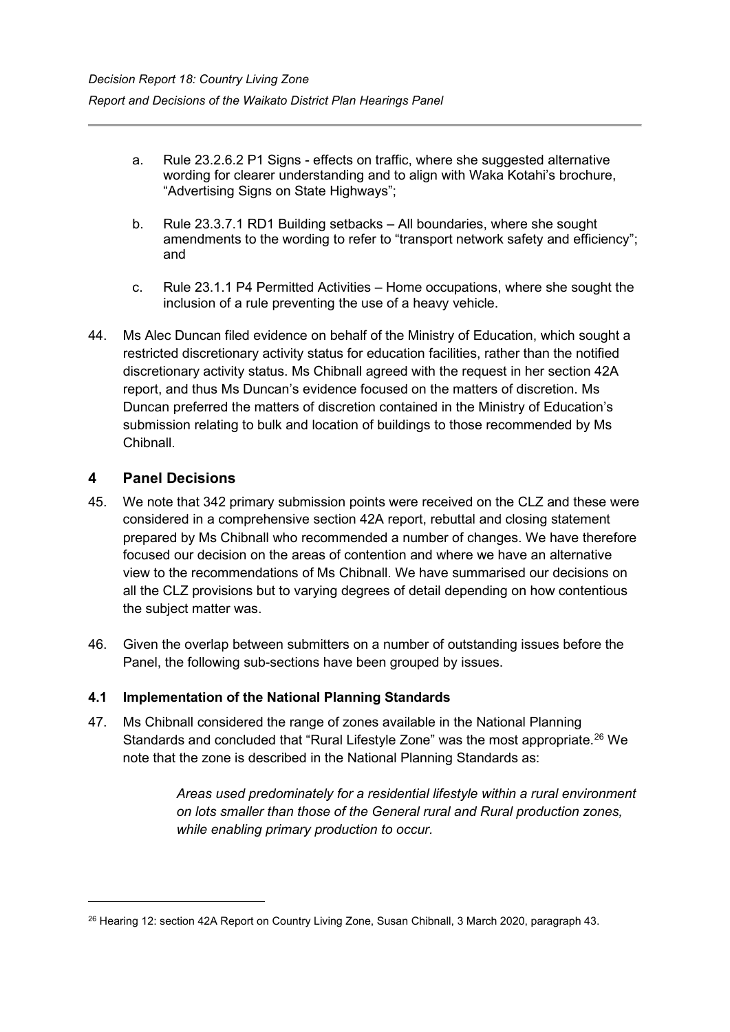a. Rule 23.2.6.2 P1 Signs - effects on traffic, where she suggested alternative wording for clearer understanding and to align with Waka Kotahi's brochure, "Advertising Signs on State Highways";

b. Rule 23.3.7.1 RD1 Building setbacks – All boundaries, where she sought amendments to the wording to refer to "transport network safety and efficiency"; and

c. Rule 23.1.1 P4 Permitted Activities – Home occupations, where she sought the inclusion of a rule preventing the use of a heavy vehicle.

44. Ms Alec Duncan filed evidence on behalf of the Ministry of Education, which sought a restricted discretionary activity status for education facilities, rather than the notified discretionary activity status. Ms Chibnall agreed with the request in her section 42A report, and thus Ms Duncan's evidence focused on the matters of discretion. Ms Duncan preferred the matters of discretion contained in the Ministry of Education's submission relating to bulk and location of buildings to those recommended by Ms Chibnall.

## 4 Panel Decisions

45. We note that 342 primary submission points were received on the CLZ and these were considered in a comprehensive section 42A report, rebuttal and closing statement prepared by Ms Chibnall who recommended a number of changes. We have therefore focused our decision on the areas of contention and where we have an alternative view to the recommendations of Ms Chibnall. We have summarised our decisions on all the CLZ provisions but to varying degrees of detail depending on how contentious the subject matter was.

46. Given the overlap between submitters on a number of outstanding issues before the Panel, the following sub-sections have been grouped by issues.

### 4.1 Implementation of the National Planning Standards

47. Ms Chibnall considered the range of zones available in the National Planning Standards and concluded that "Rural Lifestyle Zone" was the most appropriate.[26] We note that the zone is described in the National Planning Standards as:

> *Areas used predominately for a residential lifestyle within a rural environment on lots smaller than those of the General rural and Rural production zones, while enabling primary production to occur.*

[26] Hearing 12: section 42A Report on Country Living Zone, Susan Chibnall, 3 March 2020, paragraph 43.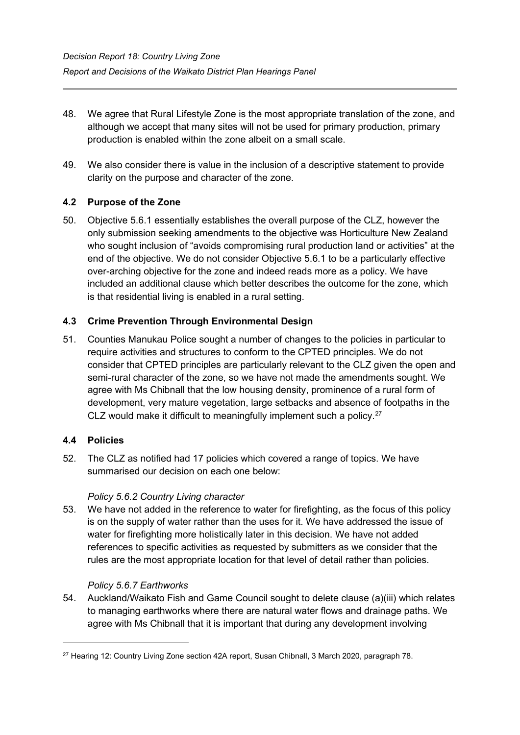48. We agree that Rural Lifestyle Zone is the most appropriate translation of the zone, and although we accept that many sites will not be used for primary production, primary production is enabled within the zone albeit on a small scale.

49. We also consider there is value in the inclusion of a descriptive statement to provide clarity on the purpose and character of the zone.

### 4.2 Purpose of the Zone

50. Objective 5.6.1 essentially establishes the overall purpose of the CLZ, however the only submission seeking amendments to the objective was Horticulture New Zealand who sought inclusion of "avoids compromising rural production land or activities" at the end of the objective. We do not consider Objective 5.6.1 to be a particularly effective over-arching objective for the zone and indeed reads more as a policy. We have included an additional clause which better describes the outcome for the zone, which is that residential living is enabled in a rural setting.

### 4.3 Crime Prevention Through Environmental Design

51. Counties Manukau Police sought a number of changes to the policies in particular to require activities and structures to conform to the CPTED principles. We do not consider that CPTED principles are particularly relevant to the CLZ given the open and semi-rural character of the zone, so we have not made the amendments sought. We agree with Ms Chibnall that the low housing density, prominence of a rural form of development, very mature vegetation, large setbacks and absence of footpaths in the CLZ would make it difficult to meaningfully implement such a policy.[27]

### 4.4 Policies

52. The CLZ as notified had 17 policies which covered a range of topics. We have summarised our decision on each one below:

*Policy 5.6.2 Country Living character*

53. We have not added in the reference to water for firefighting, as the focus of this policy is on the supply of water rather than the uses for it. We have addressed the issue of water for firefighting more holistically later in this decision. We have not added references to specific activities as requested by submitters as we consider that the rules are the most appropriate location for that level of detail rather than policies.

*Policy 5.6.7 Earthworks*

54. Auckland/Waikato Fish and Game Council sought to delete clause (a)(iii) which relates to managing earthworks where there are natural water flows and drainage paths. We agree with Ms Chibnall that it is important that during any development involving

[27] Hearing 12: Country Living Zone section 42A report, Susan Chibnall, 3 March 2020, paragraph 78.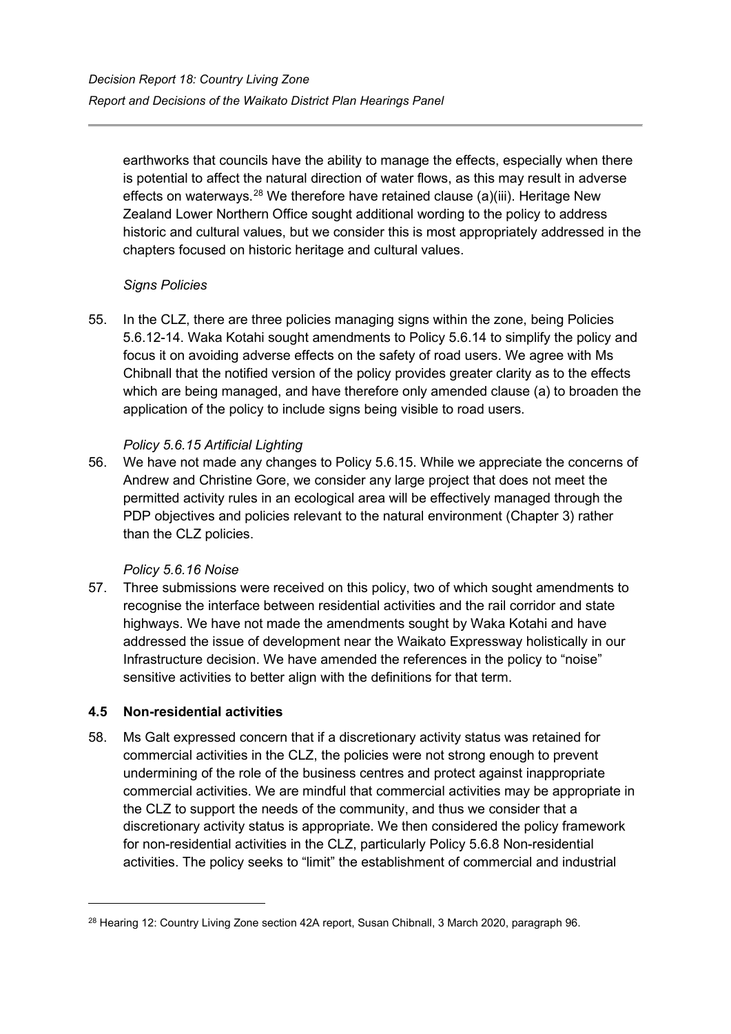earthworks that councils have the ability to manage the effects, especially when there is potential to affect the natural direction of water flows, as this may result in adverse effects on waterways.[28] We therefore have retained clause (a)(iii). Heritage New Zealand Lower Northern Office sought additional wording to the policy to address historic and cultural values, but we consider this is most appropriately addressed in the chapters focused on historic heritage and cultural values.

*Signs Policies*

55. In the CLZ, there are three policies managing signs within the zone, being Policies 5.6.12-14. Waka Kotahi sought amendments to Policy 5.6.14 to simplify the policy and focus it on avoiding adverse effects on the safety of road users. We agree with Ms Chibnall that the notified version of the policy provides greater clarity as to the effects which are being managed, and have therefore only amended clause (a) to broaden the application of the policy to include signs being visible to road users.

*Policy 5.6.15 Artificial Lighting*

56. We have not made any changes to Policy 5.6.15. While we appreciate the concerns of Andrew and Christine Gore, we consider any large project that does not meet the permitted activity rules in an ecological area will be effectively managed through the PDP objectives and policies relevant to the natural environment (Chapter 3) rather than the CLZ policies.

*Policy 5.6.16 Noise*

57. Three submissions were received on this policy, two of which sought amendments to recognise the interface between residential activities and the rail corridor and state highways. We have not made the amendments sought by Waka Kotahi and have addressed the issue of development near the Waikato Expressway holistically in our Infrastructure decision. We have amended the references in the policy to "noise" sensitive activities to better align with the definitions for that term.

### 4.5 Non-residential activities

58. Ms Galt expressed concern that if a discretionary activity status was retained for commercial activities in the CLZ, the policies were not strong enough to prevent undermining of the role of the business centres and protect against inappropriate commercial activities. We are mindful that commercial activities may be appropriate in the CLZ to support the needs of the community, and thus we consider that a discretionary activity status is appropriate. We then considered the policy framework for non-residential activities in the CLZ, particularly Policy 5.6.8 Non-residential activities. The policy seeks to "limit" the establishment of commercial and industrial

---

[28] Hearing 12: Country Living Zone section 42A report, Susan Chibnall, 3 March 2020, paragraph 96.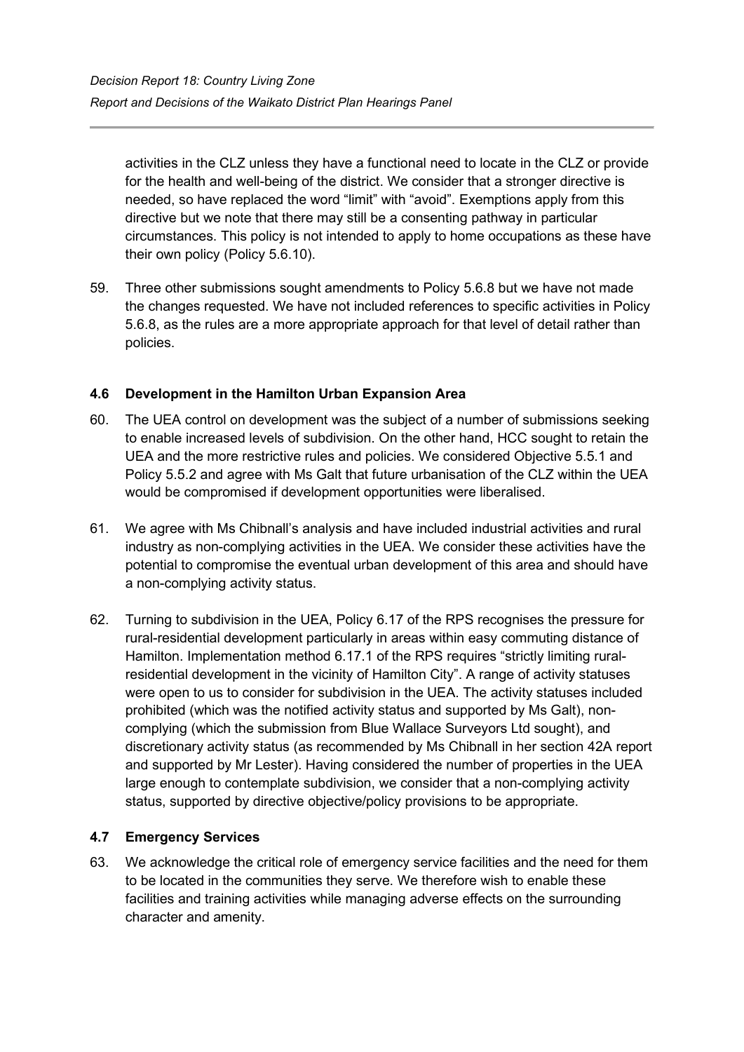activities in the CLZ unless they have a functional need to locate in the CLZ or provide for the health and well-being of the district. We consider that a stronger directive is needed, so have replaced the word "limit" with "avoid". Exemptions apply from this directive but we note that there may still be a consenting pathway in particular circumstances. This policy is not intended to apply to home occupations as these have their own policy (Policy 5.6.10).

59. Three other submissions sought amendments to Policy 5.6.8 but we have not made the changes requested. We have not included references to specific activities in Policy 5.6.8, as the rules are a more appropriate approach for that level of detail rather than policies.

### 4.6 Development in the Hamilton Urban Expansion Area

60. The UEA control on development was the subject of a number of submissions seeking to enable increased levels of subdivision. On the other hand, HCC sought to retain the UEA and the more restrictive rules and policies. We considered Objective 5.5.1 and Policy 5.5.2 and agree with Ms Galt that future urbanisation of the CLZ within the UEA would be compromised if development opportunities were liberalised.

61. We agree with Ms Chibnall's analysis and have included industrial activities and rural industry as non-complying activities in the UEA. We consider these activities have the potential to compromise the eventual urban development of this area and should have a non-complying activity status.

62. Turning to subdivision in the UEA, Policy 6.17 of the RPS recognises the pressure for rural-residential development particularly in areas within easy commuting distance of Hamilton. Implementation method 6.17.1 of the RPS requires "strictly limiting rural-residential development in the vicinity of Hamilton City". A range of activity statuses were open to us to consider for subdivision in the UEA. The activity statuses included prohibited (which was the notified activity status and supported by Ms Galt), non-complying (which the submission from Blue Wallace Surveyors Ltd sought), and discretionary activity status (as recommended by Ms Chibnall in her section 42A report and supported by Mr Lester). Having considered the number of properties in the UEA large enough to contemplate subdivision, we consider that a non-complying activity status, supported by directive objective/policy provisions to be appropriate.

### 4.7 Emergency Services

63. We acknowledge the critical role of emergency service facilities and the need for them to be located in the communities they serve. We therefore wish to enable these facilities and training activities while managing adverse effects on the surrounding character and amenity.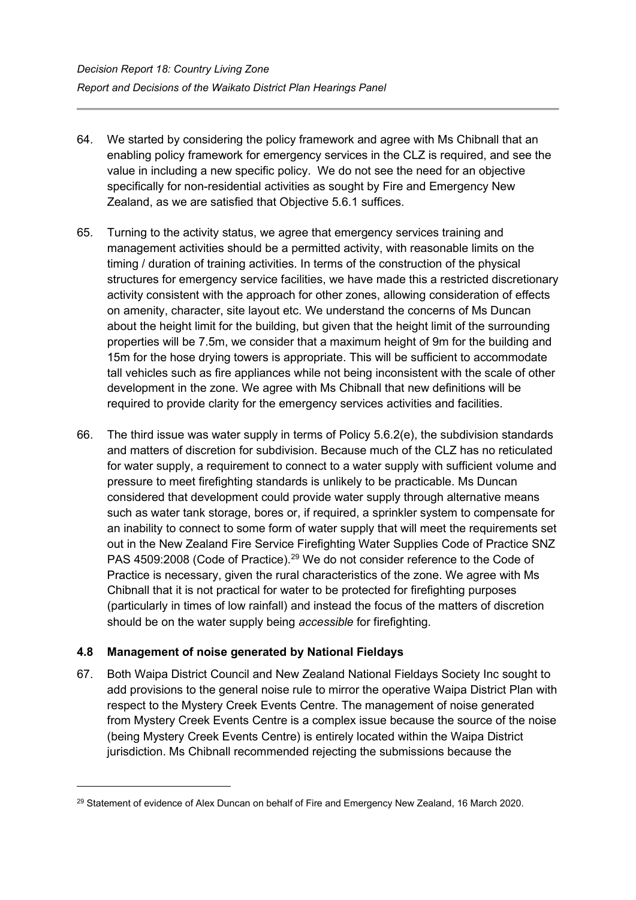64. We started by considering the policy framework and agree with Ms Chibnall that an enabling policy framework for emergency services in the CLZ is required, and see the value in including a new specific policy. We do not see the need for an objective specifically for non-residential activities as sought by Fire and Emergency New Zealand, as we are satisfied that Objective 5.6.1 suffices.

65. Turning to the activity status, we agree that emergency services training and management activities should be a permitted activity, with reasonable limits on the timing / duration of training activities. In terms of the construction of the physical structures for emergency service facilities, we have made this a restricted discretionary activity consistent with the approach for other zones, allowing consideration of effects on amenity, character, site layout etc. We understand the concerns of Ms Duncan about the height limit for the building, but given that the height limit of the surrounding properties will be 7.5m, we consider that a maximum height of 9m for the building and 15m for the hose drying towers is appropriate. This will be sufficient to accommodate tall vehicles such as fire appliances while not being inconsistent with the scale of other development in the zone. We agree with Ms Chibnall that new definitions will be required to provide clarity for the emergency services activities and facilities.

66. The third issue was water supply in terms of Policy 5.6.2(e), the subdivision standards and matters of discretion for subdivision. Because much of the CLZ has no reticulated for water supply, a requirement to connect to a water supply with sufficient volume and pressure to meet firefighting standards is unlikely to be practicable. Ms Duncan considered that development could provide water supply through alternative means such as water tank storage, bores or, if required, a sprinkler system to compensate for an inability to connect to some form of water supply that will meet the requirements set out in the New Zealand Fire Service Firefighting Water Supplies Code of Practice SNZ PAS 4509:2008 (Code of Practice).[29] We do not consider reference to the Code of Practice is necessary, given the rural characteristics of the zone. We agree with Ms Chibnall that it is not practical for water to be protected for firefighting purposes (particularly in times of low rainfall) and instead the focus of the matters of discretion should be on the water supply being *accessible* for firefighting.

### 4.8 Management of noise generated by National Fieldays

67. Both Waipa District Council and New Zealand National Fieldays Society Inc sought to add provisions to the general noise rule to mirror the operative Waipa District Plan with respect to the Mystery Creek Events Centre. The management of noise generated from Mystery Creek Events Centre is a complex issue because the source of the noise (being Mystery Creek Events Centre) is entirely located within the Waipa District jurisdiction. Ms Chibnall recommended rejecting the submissions because the

[29] Statement of evidence of Alex Duncan on behalf of Fire and Emergency New Zealand, 16 March 2020.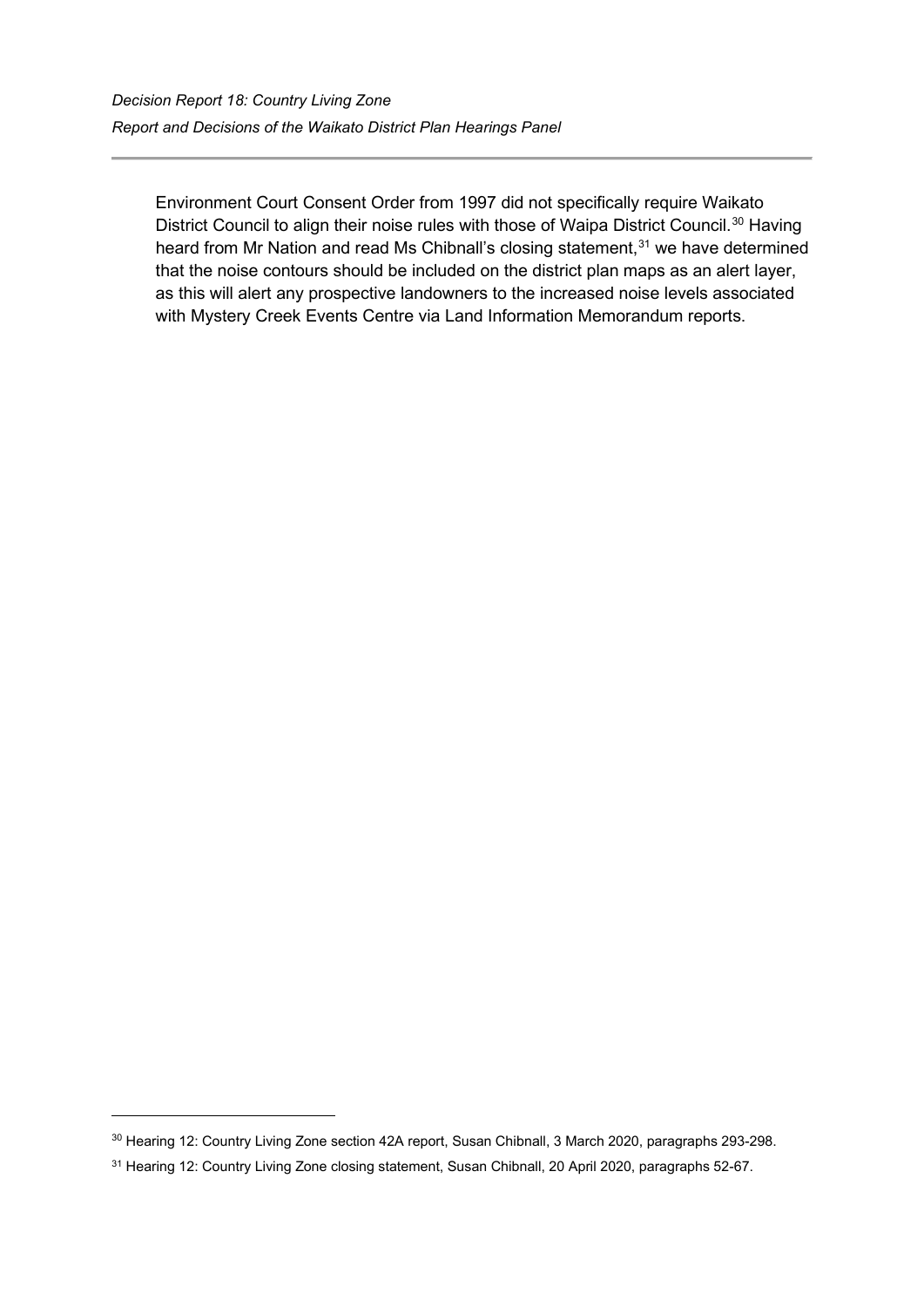Environment Court Consent Order from 1997 did not specifically require Waikato District Council to align their noise rules with those of Waipa District Council.[30] Having heard from Mr Nation and read Ms Chibnall's closing statement,[31] we have determined that the noise contours should be included on the district plan maps as an alert layer, as this will alert any prospective landowners to the increased noise levels associated with Mystery Creek Events Centre via Land Information Memorandum reports.

---

[30] Hearing 12: Country Living Zone section 42A report, Susan Chibnall, 3 March 2020, paragraphs 293-298.

[31] Hearing 12: Country Living Zone closing statement, Susan Chibnall, 20 April 2020, paragraphs 52-67.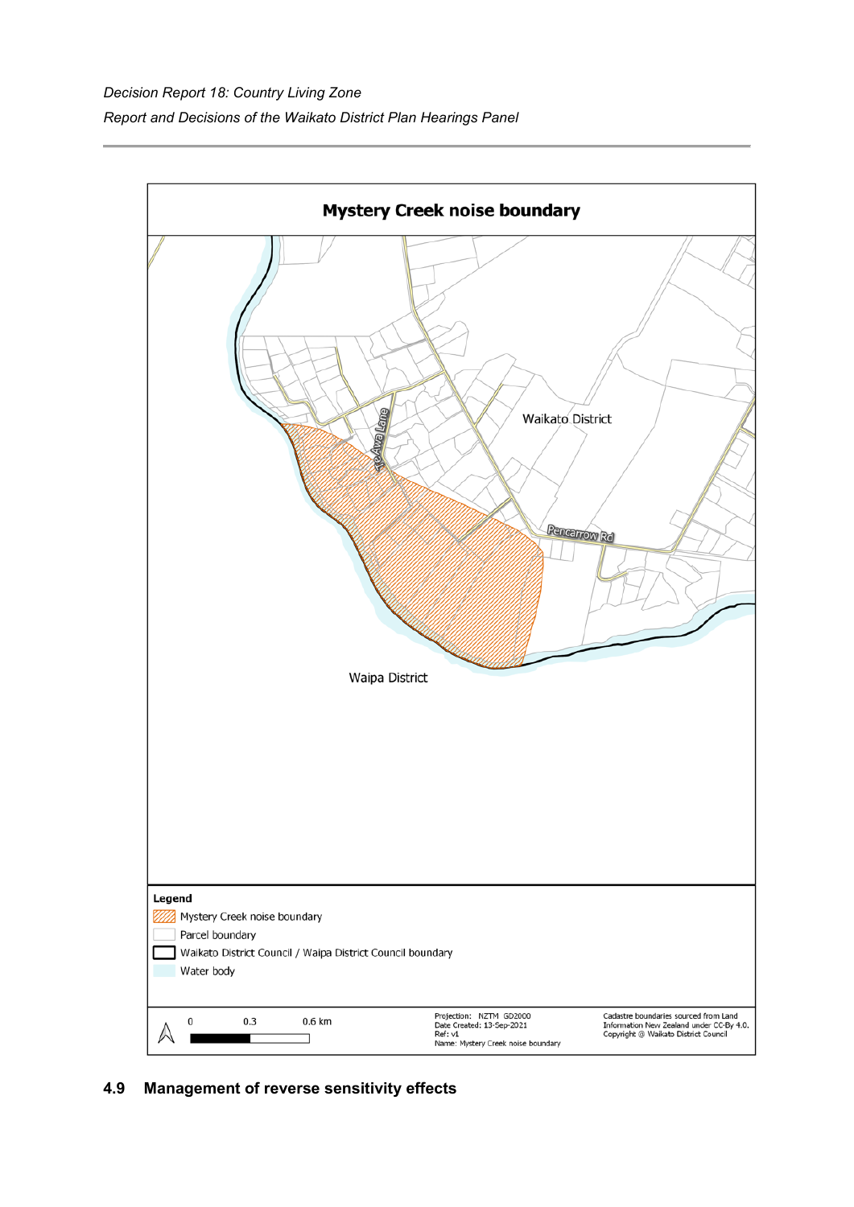Mystery Creek noise boundary

Waikato District

Te Awa Lane

Pencarrow Rd

Waipa District

**Legend**

Mystery Creek noise boundary

Parcel boundary

Waikato District Council / Waipa District Council boundary

Water body

0 0.3 0.6 km

Projection: NZTM GD2000
Date Created: 13-Sep-2021
Ref: v1
Name: Mystery Creek noise boundary

Cadastre boundaries sourced from Land Information New Zealand under CC-By 4.0.
Copyright @ Waikato District Council

## 4.9 Management of reverse sensitivity effects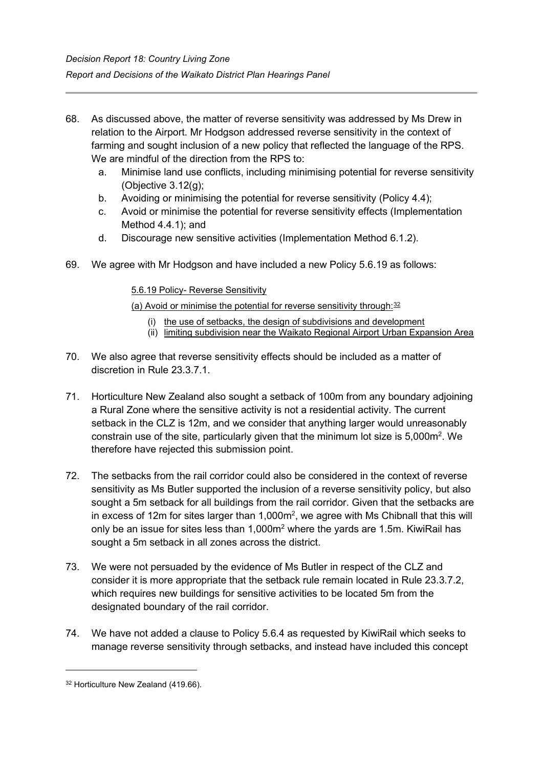68. As discussed above, the matter of reverse sensitivity was addressed by Ms Drew in relation to the Airport. Mr Hodgson addressed reverse sensitivity in the context of farming and sought inclusion of a new policy that reflected the language of the RPS. We are mindful of the direction from the RPS to:
    a. Minimise land use conflicts, including minimising potential for reverse sensitivity (Objective 3.12(g);
    b. Avoiding or minimising the potential for reverse sensitivity (Policy 4.4);
    c. Avoid or minimise the potential for reverse sensitivity effects (Implementation Method 4.4.1); and
    d. Discourage new sensitive activities (Implementation Method 6.1.2).

69. We agree with Mr Hodgson and have included a new Policy 5.6.19 as follows:

    5.6.19 Policy- Reverse Sensitivity

    (a) Avoid or minimise the potential for reverse sensitivity through:[32]

    (i) the use of setbacks, the design of subdivisions and development
    (ii) limiting subdivision near the Waikato Regional Airport Urban Expansion Area

70. We also agree that reverse sensitivity effects should be included as a matter of discretion in Rule 23.3.7.1.

71. Horticulture New Zealand also sought a setback of 100m from any boundary adjoining a Rural Zone where the sensitive activity is not a residential activity. The current setback in the CLZ is 12m, and we consider that anything larger would unreasonably constrain use of the site, particularly given that the minimum lot size is 5,000m². We therefore have rejected this submission point.

72. The setbacks from the rail corridor could also be considered in the context of reverse sensitivity as Ms Butler supported the inclusion of a reverse sensitivity policy, but also sought a 5m setback for all buildings from the rail corridor. Given that the setbacks are in excess of 12m for sites larger than 1,000m², we agree with Ms Chibnall that this will only be an issue for sites less than 1,000m² where the yards are 1.5m. KiwiRail has sought a 5m setback in all zones across the district.

73. We were not persuaded by the evidence of Ms Butler in respect of the CLZ and consider it is more appropriate that the setback rule remain located in Rule 23.3.7.2, which requires new buildings for sensitive activities to be located 5m from the designated boundary of the rail corridor.

74. We have not added a clause to Policy 5.6.4 as requested by KiwiRail which seeks to manage reverse sensitivity through setbacks, and instead have included this concept

---

[32] Horticulture New Zealand (419.66).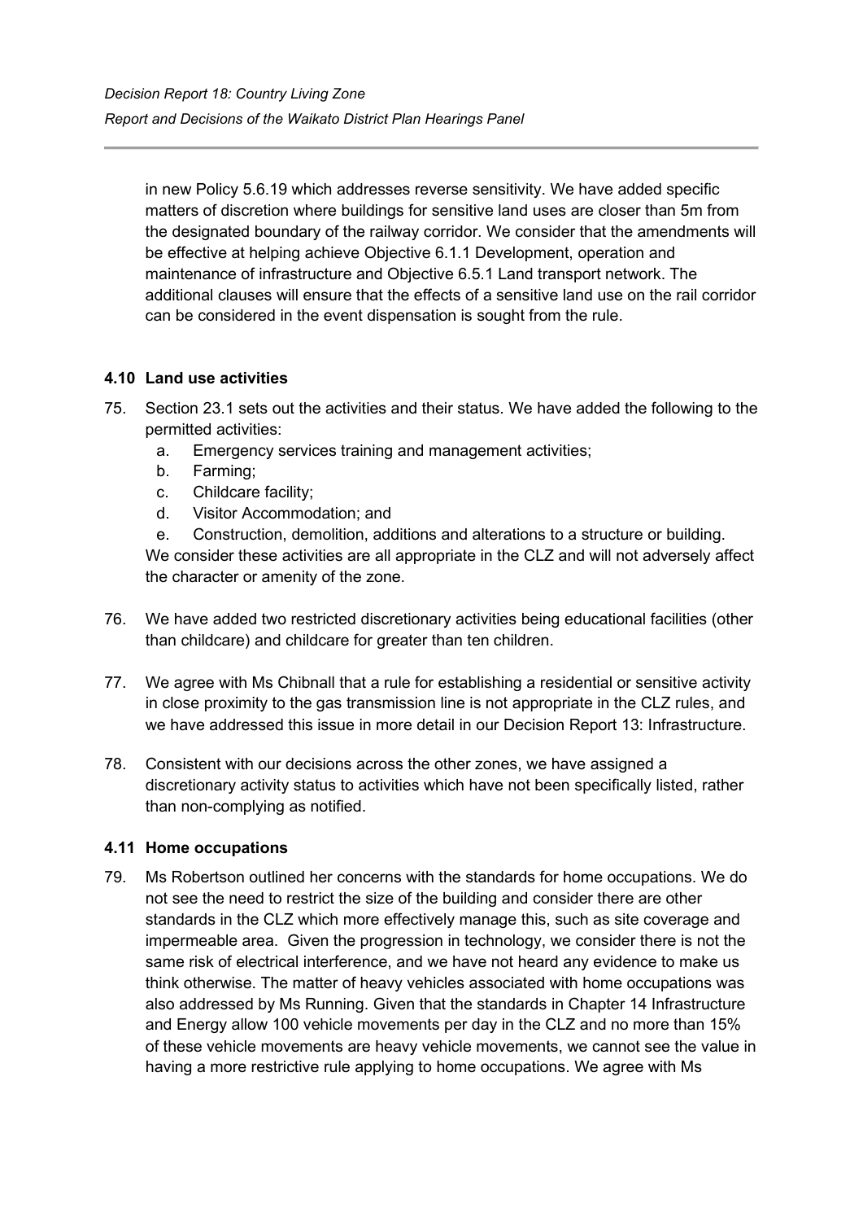in new Policy 5.6.19 which addresses reverse sensitivity. We have added specific matters of discretion where buildings for sensitive land uses are closer than 5m from the designated boundary of the railway corridor. We consider that the amendments will be effective at helping achieve Objective 6.1.1 Development, operation and maintenance of infrastructure and Objective 6.5.1 Land transport network. The additional clauses will ensure that the effects of a sensitive land use on the rail corridor can be considered in the event dispensation is sought from the rule.

### 4.10 Land use activities

75. Section 23.1 sets out the activities and their status. We have added the following to the permitted activities:
    a. Emergency services training and management activities;
    b. Farming;
    c. Childcare facility;
    d. Visitor Accommodation; and
    e. Construction, demolition, additions and alterations to a structure or building.

    We consider these activities are all appropriate in the CLZ and will not adversely affect the character or amenity of the zone.

76. We have added two restricted discretionary activities being educational facilities (other than childcare) and childcare for greater than ten children.

77. We agree with Ms Chibnall that a rule for establishing a residential or sensitive activity in close proximity to the gas transmission line is not appropriate in the CLZ rules, and we have addressed this issue in more detail in our Decision Report 13: Infrastructure.

78. Consistent with our decisions across the other zones, we have assigned a discretionary activity status to activities which have not been specifically listed, rather than non-complying as notified.

### 4.11 Home occupations

79. Ms Robertson outlined her concerns with the standards for home occupations. We do not see the need to restrict the size of the building and consider there are other standards in the CLZ which more effectively manage this, such as site coverage and impermeable area. Given the progression in technology, we consider there is not the same risk of electrical interference, and we have not heard any evidence to make us think otherwise. The matter of heavy vehicles associated with home occupations was also addressed by Ms Running. Given that the standards in Chapter 14 Infrastructure and Energy allow 100 vehicle movements per day in the CLZ and no more than 15% of these vehicle movements are heavy vehicle movements, we cannot see the value in having a more restrictive rule applying to home occupations. We agree with Ms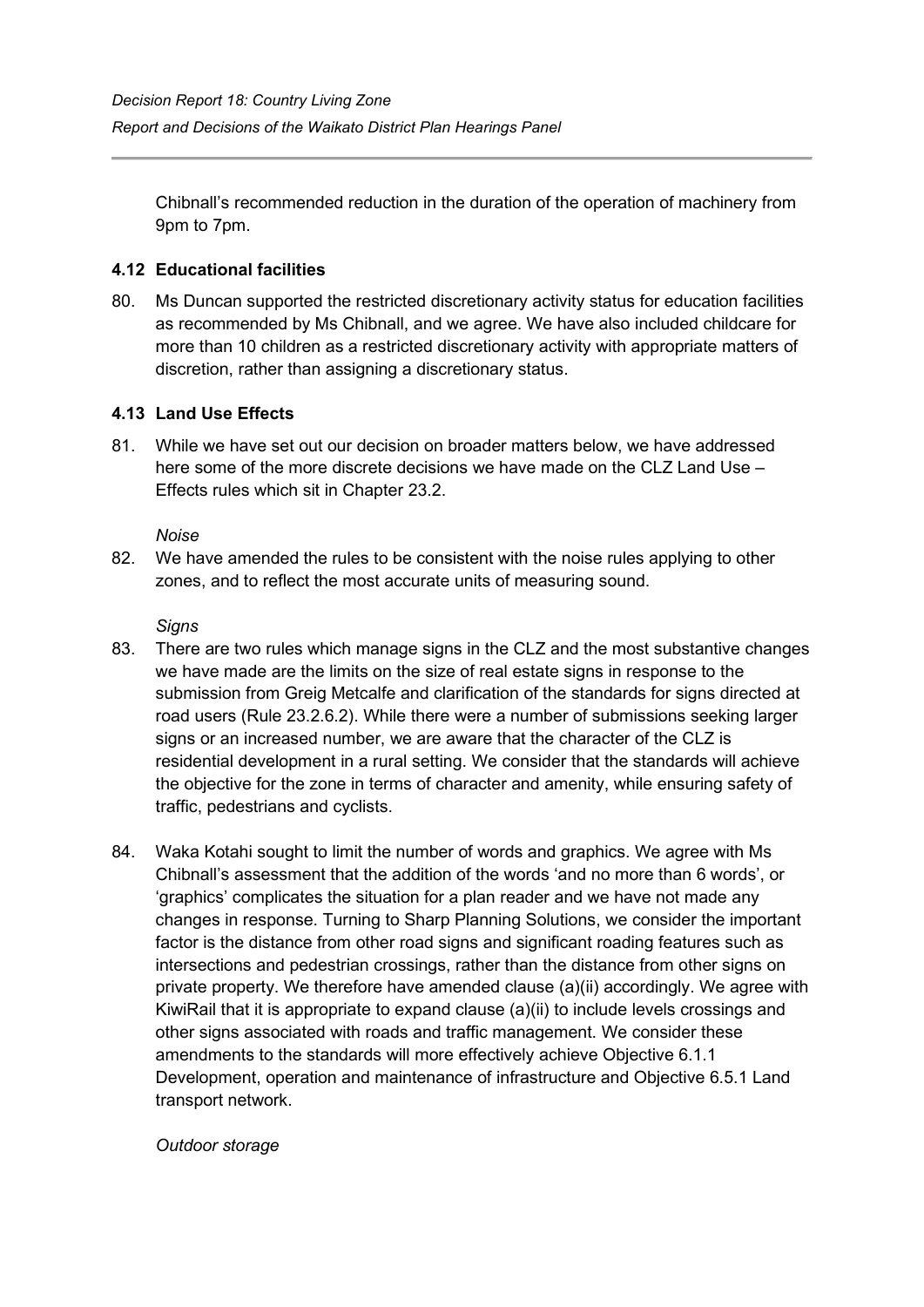Chibnall's recommended reduction in the duration of the operation of machinery from 9pm to 7pm.

### 4.12 Educational facilities

80. Ms Duncan supported the restricted discretionary activity status for education facilities as recommended by Ms Chibnall, and we agree. We have also included childcare for more than 10 children as a restricted discretionary activity with appropriate matters of discretion, rather than assigning a discretionary status.

### 4.13 Land Use Effects

81. While we have set out our decision on broader matters below, we have addressed here some of the more discrete decisions we have made on the CLZ Land Use – Effects rules which sit in Chapter 23.2.

*Noise*

82. We have amended the rules to be consistent with the noise rules applying to other zones, and to reflect the most accurate units of measuring sound.

*Signs*

83. There are two rules which manage signs in the CLZ and the most substantive changes we have made are the limits on the size of real estate signs in response to the submission from Greig Metcalfe and clarification of the standards for signs directed at road users (Rule 23.2.6.2). While there were a number of submissions seeking larger signs or an increased number, we are aware that the character of the CLZ is residential development in a rural setting. We consider that the standards will achieve the objective for the zone in terms of character and amenity, while ensuring safety of traffic, pedestrians and cyclists.

84. Waka Kotahi sought to limit the number of words and graphics. We agree with Ms Chibnall's assessment that the addition of the words 'and no more than 6 words', or 'graphics' complicates the situation for a plan reader and we have not made any changes in response. Turning to Sharp Planning Solutions, we consider the important factor is the distance from other road signs and significant roading features such as intersections and pedestrian crossings, rather than the distance from other signs on private property. We therefore have amended clause (a)(ii) accordingly. We agree with KiwiRail that it is appropriate to expand clause (a)(ii) to include levels crossings and other signs associated with roads and traffic management. We consider these amendments to the standards will more effectively achieve Objective 6.1.1 Development, operation and maintenance of infrastructure and Objective 6.5.1 Land transport network.

*Outdoor storage*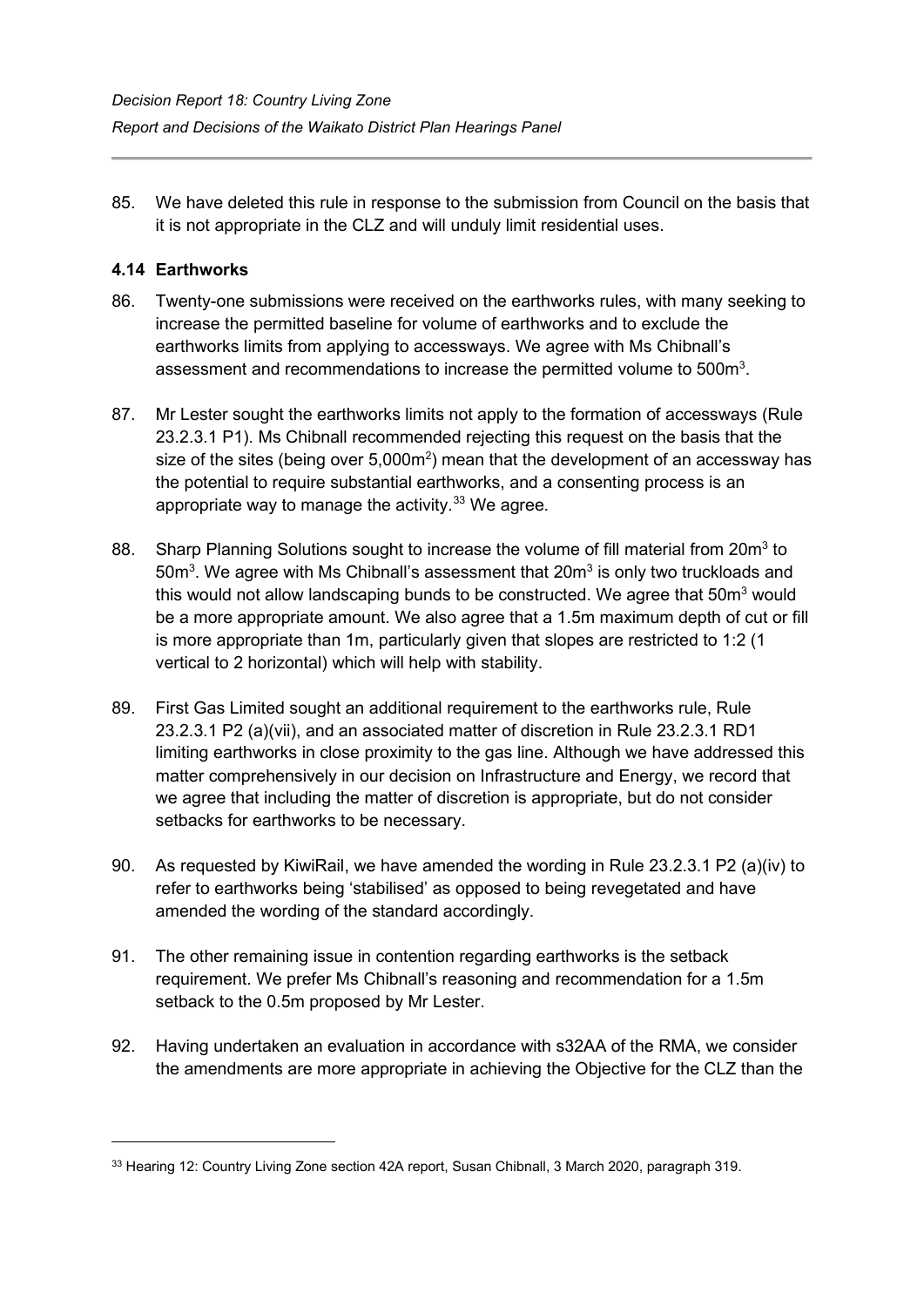85. We have deleted this rule in response to the submission from Council on the basis that it is not appropriate in the CLZ and will unduly limit residential uses.

### 4.14 Earthworks

86. Twenty-one submissions were received on the earthworks rules, with many seeking to increase the permitted baseline for volume of earthworks and to exclude the earthworks limits from applying to accessways. We agree with Ms Chibnall's assessment and recommendations to increase the permitted volume to $500m^3$.

87. Mr Lester sought the earthworks limits not apply to the formation of accessways (Rule 23.2.3.1 P1). Ms Chibnall recommended rejecting this request on the basis that the size of the sites (being over $5,000m^2$) mean that the development of an accessway has the potential to require substantial earthworks, and a consenting process is an appropriate way to manage the activity.[33] We agree.

88. Sharp Planning Solutions sought to increase the volume of fill material from $20m^3$ to $50m^3$. We agree with Ms Chibnall's assessment that $20m^3$ is only two truckloads and this would not allow landscaping bunds to be constructed. We agree that $50m^3$ would be a more appropriate amount. We also agree that a 1.5m maximum depth of cut or fill is more appropriate than 1m, particularly given that slopes are restricted to 1:2 (1 vertical to 2 horizontal) which will help with stability.

89. First Gas Limited sought an additional requirement to the earthworks rule, Rule 23.2.3.1 P2 (a)(vii), and an associated matter of discretion in Rule 23.2.3.1 RD1 limiting earthworks in close proximity to the gas line. Although we have addressed this matter comprehensively in our decision on Infrastructure and Energy, we record that we agree that including the matter of discretion is appropriate, but do not consider setbacks for earthworks to be necessary.

90. As requested by KiwiRail, we have amended the wording in Rule 23.2.3.1 P2 (a)(iv) to refer to earthworks being 'stabilised' as opposed to being revegetated and have amended the wording of the standard accordingly.

91. The other remaining issue in contention regarding earthworks is the setback requirement. We prefer Ms Chibnall's reasoning and recommendation for a 1.5m setback to the 0.5m proposed by Mr Lester.

92. Having undertaken an evaluation in accordance with s32AA of the RMA, we consider the amendments are more appropriate in achieving the Objective for the CLZ than the

---

[33] Hearing 12: Country Living Zone section 42A report, Susan Chibnall, 3 March 2020, paragraph 319.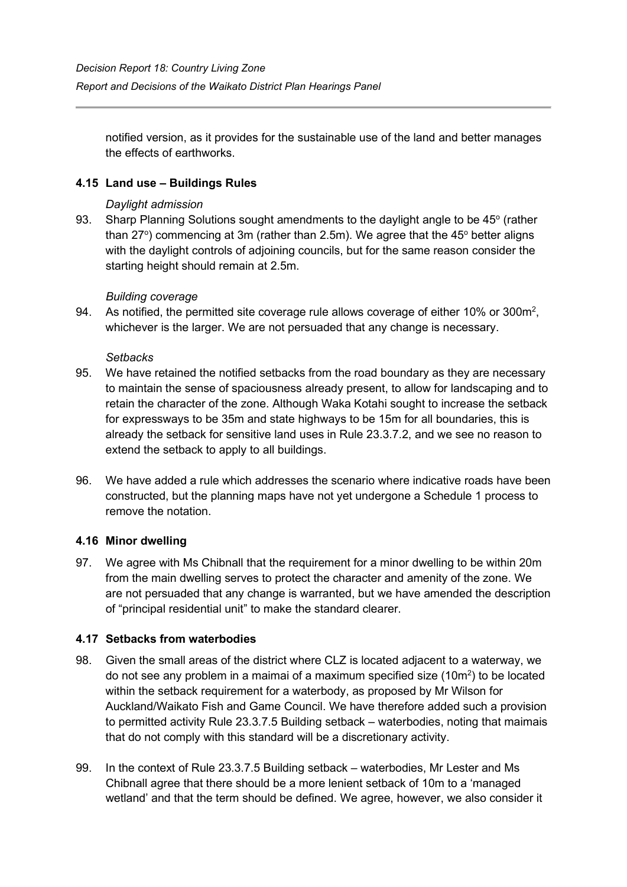notified version, as it provides for the sustainable use of the land and better manages the effects of earthworks.

### 4.15 Land use – Buildings Rules

*Daylight admission*

93. Sharp Planning Solutions sought amendments to the daylight angle to be 45° (rather than 27°) commencing at 3m (rather than 2.5m). We agree that the 45° better aligns with the daylight controls of adjoining councils, but for the same reason consider the starting height should remain at 2.5m.

*Building coverage*

94. As notified, the permitted site coverage rule allows coverage of either 10% or 300m$^2$, whichever is the larger. We are not persuaded that any change is necessary.

*Setbacks*

95. We have retained the notified setbacks from the road boundary as they are necessary to maintain the sense of spaciousness already present, to allow for landscaping and to retain the character of the zone. Although Waka Kotahi sought to increase the setback for expressways to be 35m and state highways to be 15m for all boundaries, this is already the setback for sensitive land uses in Rule 23.3.7.2, and we see no reason to extend the setback to apply to all buildings.

96. We have added a rule which addresses the scenario where indicative roads have been constructed, but the planning maps have not yet undergone a Schedule 1 process to remove the notation.

### 4.16 Minor dwelling

97. We agree with Ms Chibnall that the requirement for a minor dwelling to be within 20m from the main dwelling serves to protect the character and amenity of the zone. We are not persuaded that any change is warranted, but we have amended the description of "principal residential unit" to make the standard clearer.

### 4.17 Setbacks from waterbodies

98. Given the small areas of the district where CLZ is located adjacent to a waterway, we do not see any problem in a maimai of a maximum specified size (10m$^2$) to be located within the setback requirement for a waterbody, as proposed by Mr Wilson for Auckland/Waikato Fish and Game Council. We have therefore added such a provision to permitted activity Rule 23.3.7.5 Building setback – waterbodies, noting that maimais that do not comply with this standard will be a discretionary activity.

99. In the context of Rule 23.3.7.5 Building setback – waterbodies, Mr Lester and Ms Chibnall agree that there should be a more lenient setback of 10m to a 'managed wetland' and that the term should be defined. We agree, however, we also consider it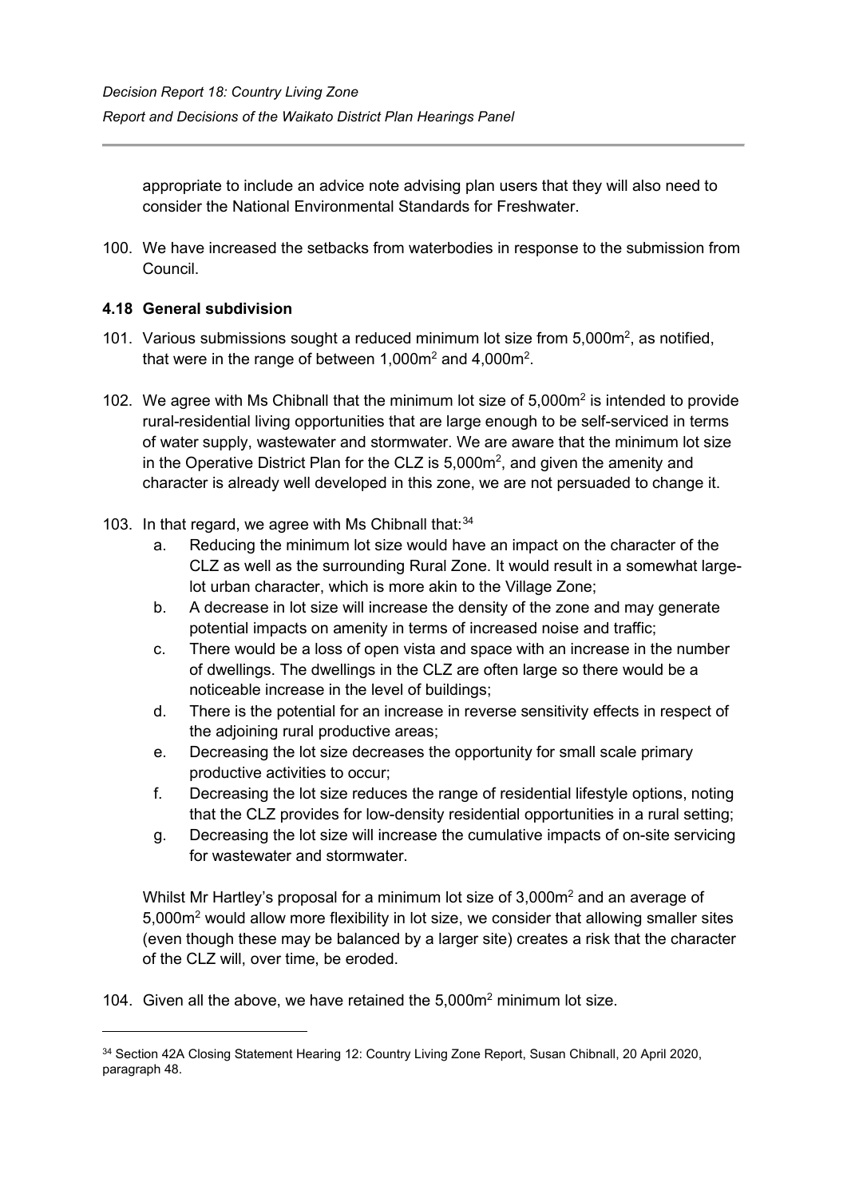appropriate to include an advice note advising plan users that they will also need to consider the National Environmental Standards for Freshwater.

100. We have increased the setbacks from waterbodies in response to the submission from Council.

### 4.18 General subdivision

101. Various submissions sought a reduced minimum lot size from 5,000m$^2$, as notified, that were in the range of between 1,000m$^2$ and 4,000m$^2$.

102. We agree with Ms Chibnall that the minimum lot size of 5,000m$^2$ is intended to provide rural-residential living opportunities that are large enough to be self-serviced in terms of water supply, wastewater and stormwater. We are aware that the minimum lot size in the Operative District Plan for the CLZ is 5,000m$^2$, and given the amenity and character is already well developed in this zone, we are not persuaded to change it.

103. In that regard, we agree with Ms Chibnall that:[34]
    a. Reducing the minimum lot size would have an impact on the character of the CLZ as well as the surrounding Rural Zone. It would result in a somewhat large-lot urban character, which is more akin to the Village Zone;
    b. A decrease in lot size will increase the density of the zone and may generate potential impacts on amenity in terms of increased noise and traffic;
    c. There would be a loss of open vista and space with an increase in the number of dwellings. The dwellings in the CLZ are often large so there would be a noticeable increase in the level of buildings;
    d. There is the potential for an increase in reverse sensitivity effects in respect of the adjoining rural productive areas;
    e. Decreasing the lot size decreases the opportunity for small scale primary productive activities to occur;
    f. Decreasing the lot size reduces the range of residential lifestyle options, noting that the CLZ provides for low-density residential opportunities in a rural setting;
    g. Decreasing the lot size will increase the cumulative impacts of on-site servicing for wastewater and stormwater.

    Whilst Mr Hartley's proposal for a minimum lot size of 3,000m$^2$ and an average of 5,000m$^2$ would allow more flexibility in lot size, we consider that allowing smaller sites (even though these may be balanced by a larger site) creates a risk that the character of the CLZ will, over time, be eroded.

104. Given all the above, we have retained the 5,000m$^2$ minimum lot size.

---

[34] Section 42A Closing Statement Hearing 12: Country Living Zone Report, Susan Chibnall, 20 April 2020, paragraph 48.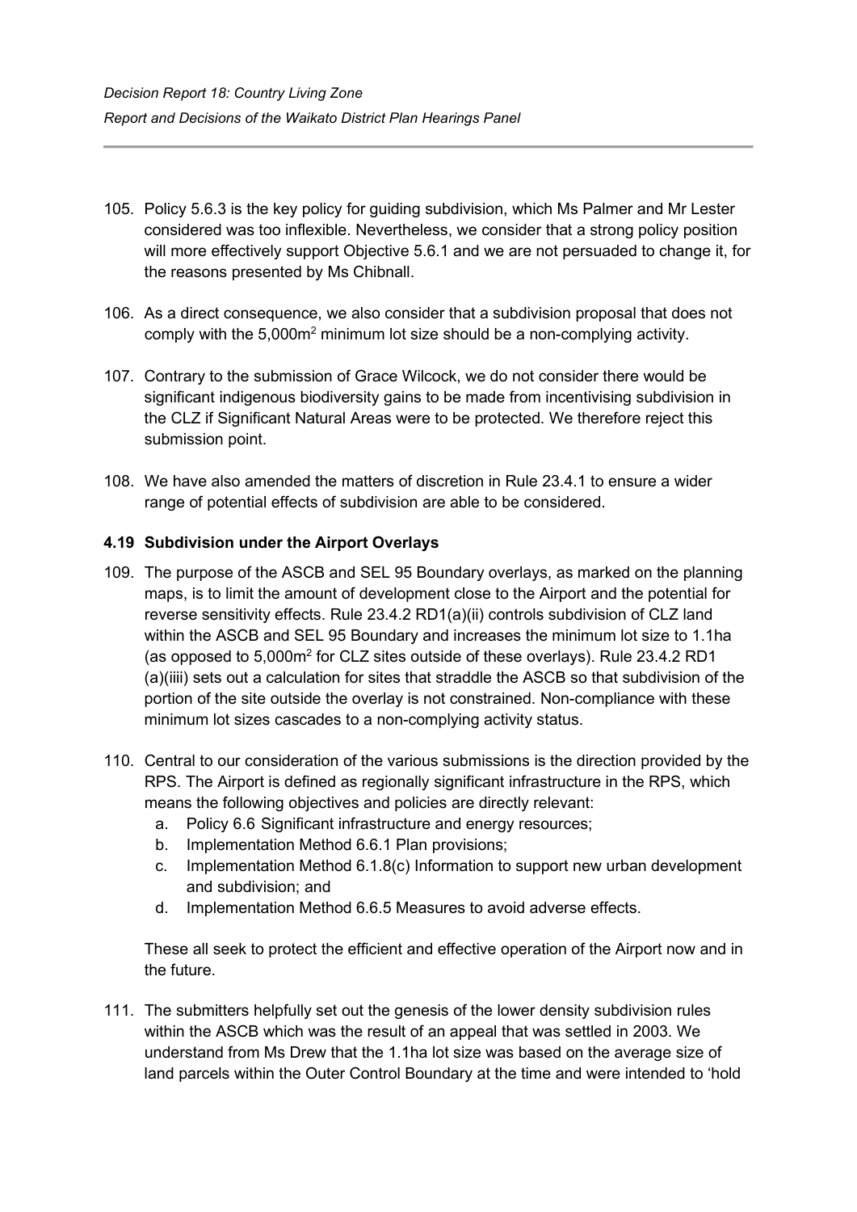105. Policy 5.6.3 is the key policy for guiding subdivision, which Ms Palmer and Mr Lester considered was too inflexible. Nevertheless, we consider that a strong policy position will more effectively support Objective 5.6.1 and we are not persuaded to change it, for the reasons presented by Ms Chibnall.

106. As a direct consequence, we also consider that a subdivision proposal that does not comply with the 5,000m$^2$ minimum lot size should be a non-complying activity.

107. Contrary to the submission of Grace Wilcock, we do not consider there would be significant indigenous biodiversity gains to be made from incentivising subdivision in the CLZ if Significant Natural Areas were to be protected. We therefore reject this submission point.

108. We have also amended the matters of discretion in Rule 23.4.1 to ensure a wider range of potential effects of subdivision are able to be considered.

### 4.19 Subdivision under the Airport Overlays

109. The purpose of the ASCB and SEL 95 Boundary overlays, as marked on the planning maps, is to limit the amount of development close to the Airport and the potential for reverse sensitivity effects. Rule 23.4.2 RD1(a)(ii) controls subdivision of CLZ land within the ASCB and SEL 95 Boundary and increases the minimum lot size to 1.1ha (as opposed to 5,000m$^2$ for CLZ sites outside of these overlays). Rule 23.4.2 RD1 (a)(iiii) sets out a calculation for sites that straddle the ASCB so that subdivision of the portion of the site outside the overlay is not constrained. Non-compliance with these minimum lot sizes cascades to a non-complying activity status.

110. Central to our consideration of the various submissions is the direction provided by the RPS. The Airport is defined as regionally significant infrastructure in the RPS, which means the following objectives and policies are directly relevant:
    a. Policy 6.6 Significant infrastructure and energy resources;
    b. Implementation Method 6.6.1 Plan provisions;
    c. Implementation Method 6.1.8(c) Information to support new urban development and subdivision; and
    d. Implementation Method 6.6.5 Measures to avoid adverse effects.

    These all seek to protect the efficient and effective operation of the Airport now and in the future.

111. The submitters helpfully set out the genesis of the lower density subdivision rules within the ASCB which was the result of an appeal that was settled in 2003. We understand from Ms Drew that the 1.1ha lot size was based on the average size of land parcels within the Outer Control Boundary at the time and were intended to 'hold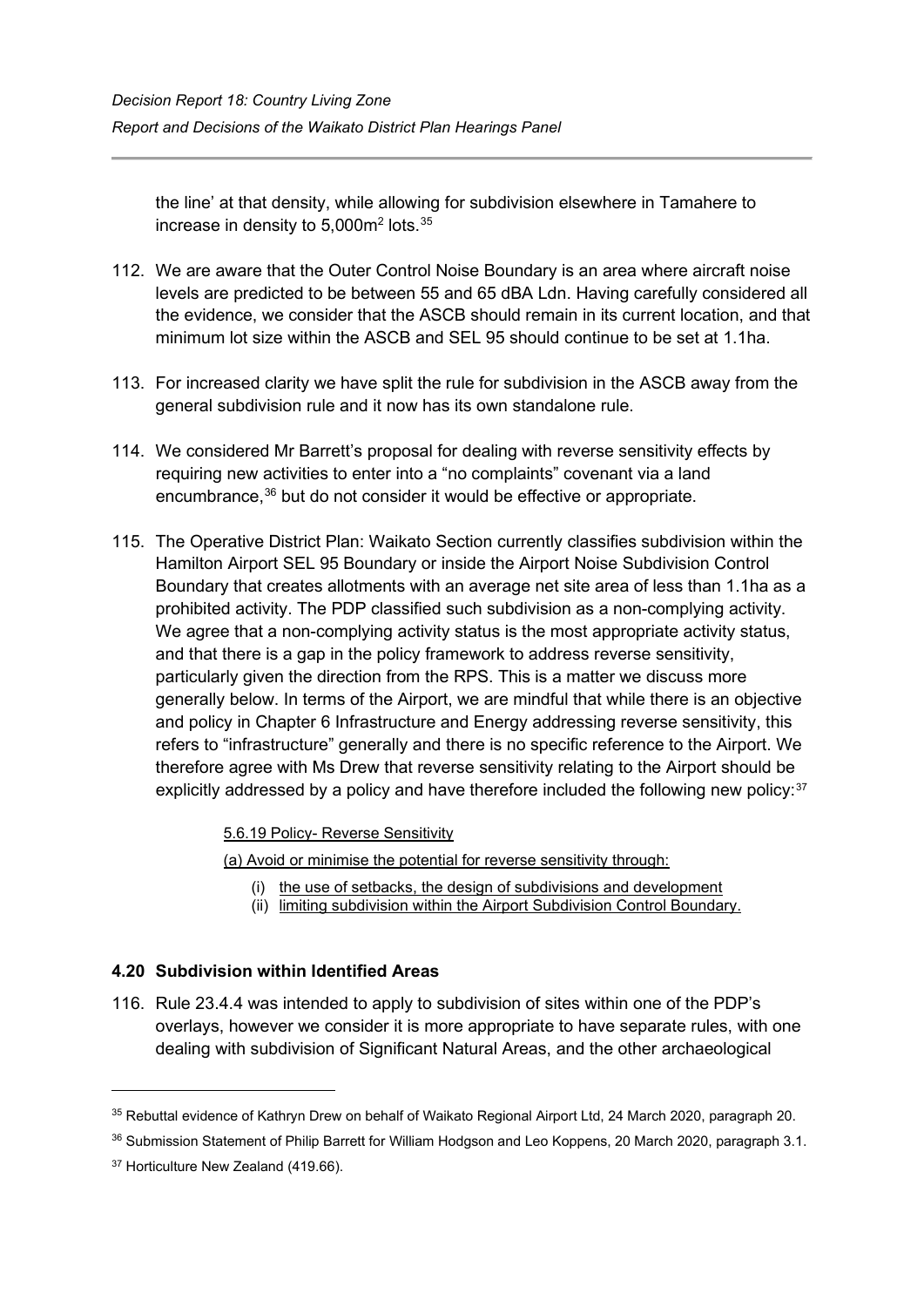the line' at that density, while allowing for subdivision elsewhere in Tamahere to increase in density to 5,000m$^2$ lots.[35]

112. We are aware that the Outer Control Noise Boundary is an area where aircraft noise levels are predicted to be between 55 and 65 dBA Ldn. Having carefully considered all the evidence, we consider that the ASCB should remain in its current location, and that minimum lot size within the ASCB and SEL 95 should continue to be set at 1.1ha.

113. For increased clarity we have split the rule for subdivision in the ASCB away from the general subdivision rule and it now has its own standalone rule.

114. We considered Mr Barrett's proposal for dealing with reverse sensitivity effects by requiring new activities to enter into a "no complaints" covenant via a land encumbrance,[36] but do not consider it would be effective or appropriate.

115. The Operative District Plan: Waikato Section currently classifies subdivision within the Hamilton Airport SEL 95 Boundary or inside the Airport Noise Subdivision Control Boundary that creates allotments with an average net site area of less than 1.1ha as a prohibited activity. The PDP classified such subdivision as a non-complying activity. We agree that a non-complying activity status is the most appropriate activity status, and that there is a gap in the policy framework to address reverse sensitivity, particularly given the direction from the RPS. This is a matter we discuss more generally below. In terms of the Airport, we are mindful that while there is an objective and policy in Chapter 6 Infrastructure and Energy addressing reverse sensitivity, this refers to "infrastructure" generally and there is no specific reference to the Airport. We therefore agree with Ms Drew that reverse sensitivity relating to the Airport should be explicitly addressed by a policy and have therefore included the following new policy:[37]

> <u>5.6.19 Policy- Reverse Sensitivity</u>
>
> <u>(a) Avoid or minimise the potential for reverse sensitivity through:</u>
>
> (i) <u>the use of setbacks, the design of subdivisions and development</u>
> (ii) <u>limiting subdivision within the Airport Subdivision Control Boundary.</u>

### 4.20 Subdivision within Identified Areas

116. Rule 23.4.4 was intended to apply to subdivision of sites within one of the PDP's overlays, however we consider it is more appropriate to have separate rules, with one dealing with subdivision of Significant Natural Areas, and the other archaeological

---

[35] Rebuttal evidence of Kathryn Drew on behalf of Waikato Regional Airport Ltd, 24 March 2020, paragraph 20.

[36] Submission Statement of Philip Barrett for William Hodgson and Leo Koppens, 20 March 2020, paragraph 3.1.

[37] Horticulture New Zealand (419.66).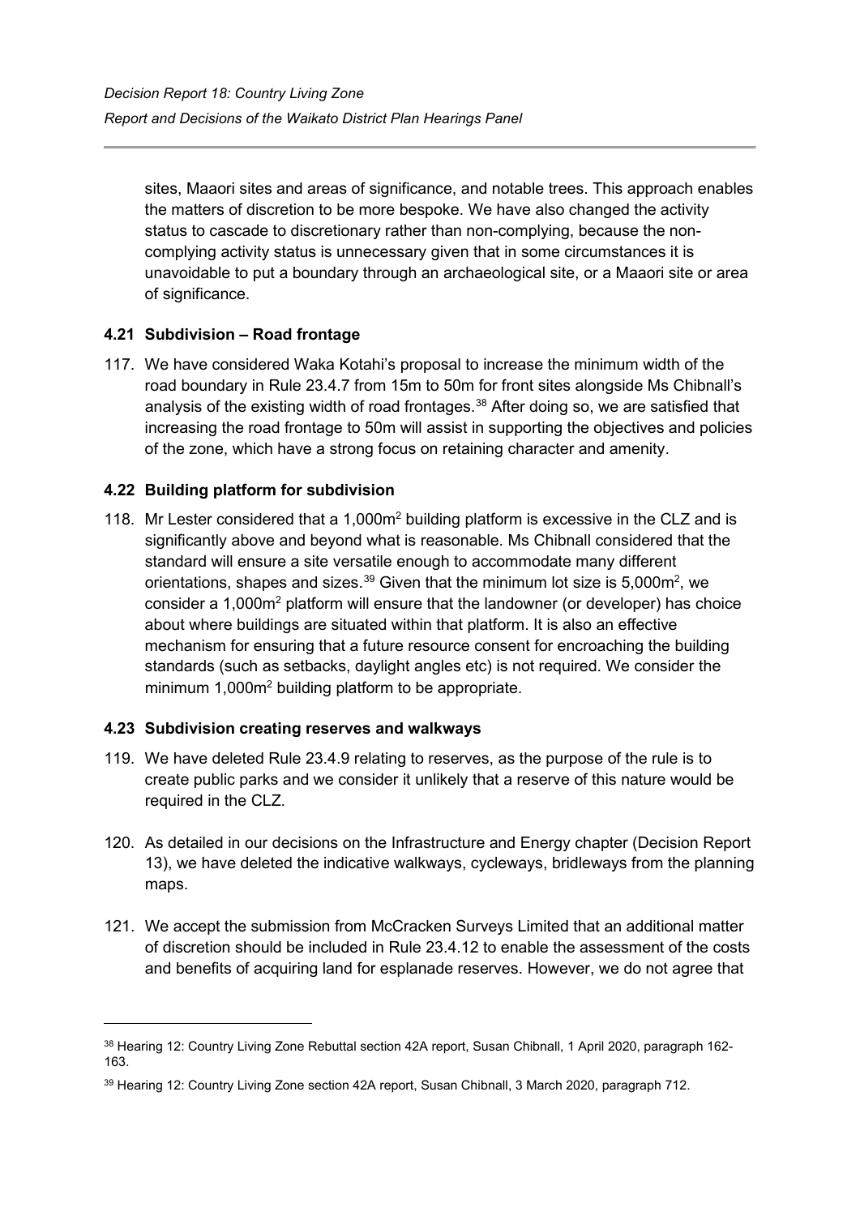sites, Maaori sites and areas of significance, and notable trees. This approach enables the matters of discretion to be more bespoke. We have also changed the activity status to cascade to discretionary rather than non-complying, because the non-complying activity status is unnecessary given that in some circumstances it is unavoidable to put a boundary through an archaeological site, or a Maaori site or area of significance.

### 4.21 Subdivision – Road frontage

117. We have considered Waka Kotahi's proposal to increase the minimum width of the road boundary in Rule 23.4.7 from 15m to 50m for front sites alongside Ms Chibnall's analysis of the existing width of road frontages.[38] After doing so, we are satisfied that increasing the road frontage to 50m will assist in supporting the objectives and policies of the zone, which have a strong focus on retaining character and amenity.

### 4.22 Building platform for subdivision

118. Mr Lester considered that a 1,000m$^2$ building platform is excessive in the CLZ and is significantly above and beyond what is reasonable. Ms Chibnall considered that the standard will ensure a site versatile enough to accommodate many different orientations, shapes and sizes.[39] Given that the minimum lot size is 5,000m$^2$, we consider a 1,000m$^2$ platform will ensure that the landowner (or developer) has choice about where buildings are situated within that platform. It is also an effective mechanism for ensuring that a future resource consent for encroaching the building standards (such as setbacks, daylight angles etc) is not required. We consider the minimum 1,000m$^2$ building platform to be appropriate.

### 4.23 Subdivision creating reserves and walkways

119. We have deleted Rule 23.4.9 relating to reserves, as the purpose of the rule is to create public parks and we consider it unlikely that a reserve of this nature would be required in the CLZ.

120. As detailed in our decisions on the Infrastructure and Energy chapter (Decision Report 13), we have deleted the indicative walkways, cycleways, bridleways from the planning maps.

121. We accept the submission from McCracken Surveys Limited that an additional matter of discretion should be included in Rule 23.4.12 to enable the assessment of the costs and benefits of acquiring land for esplanade reserves. However, we do not agree that

---

[38] Hearing 12: Country Living Zone Rebuttal section 42A report, Susan Chibnall, 1 April 2020, paragraph 162-163.

[39] Hearing 12: Country Living Zone section 42A report, Susan Chibnall, 3 March 2020, paragraph 712.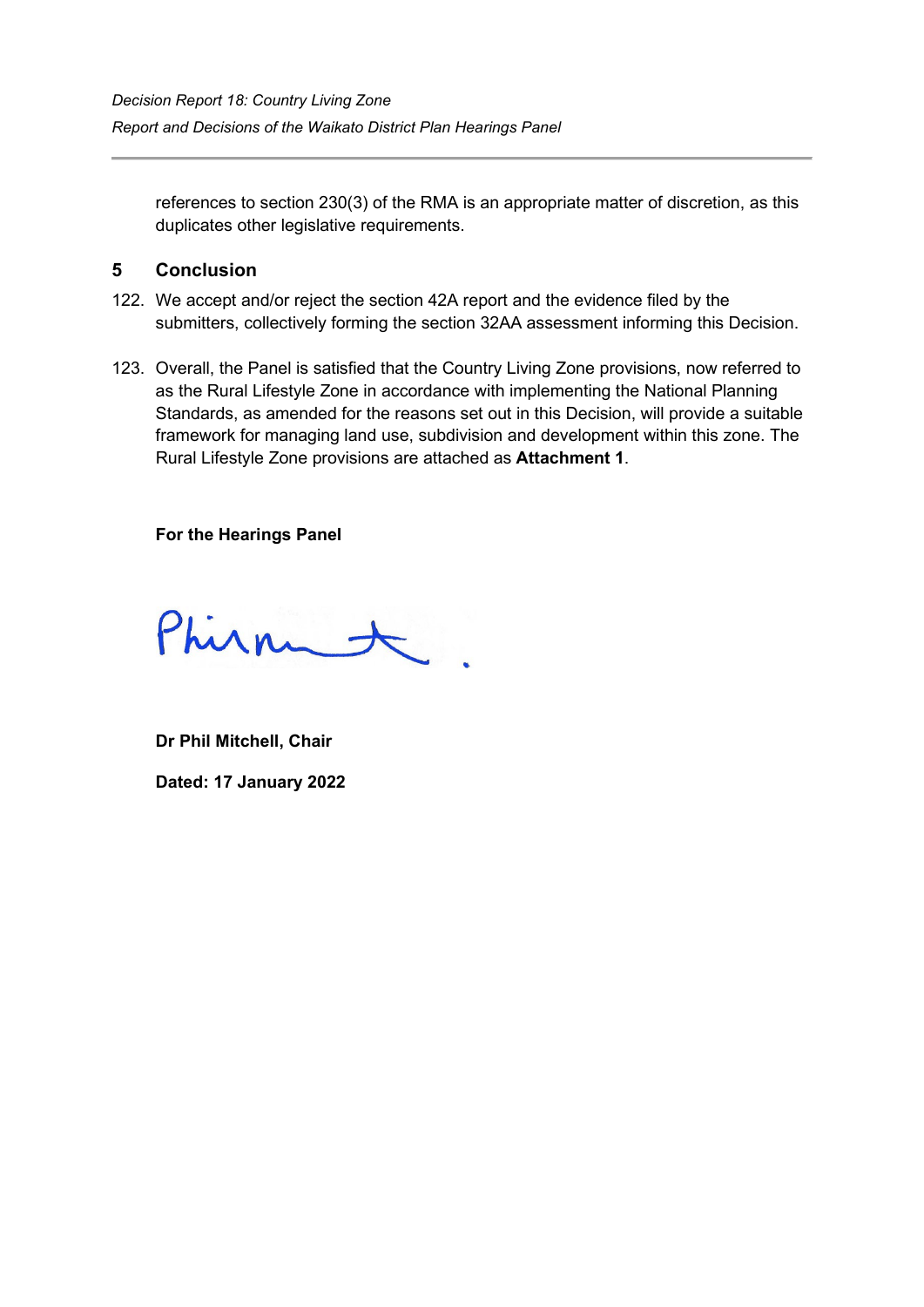references to section 230(3) of the RMA is an appropriate matter of discretion, as this duplicates other legislative requirements.

## 5 Conclusion

122. We accept and/or reject the section 42A report and the evidence filed by the submitters, collectively forming the section 32AA assessment informing this Decision.

123. Overall, the Panel is satisfied that the Country Living Zone provisions, now referred to as the Rural Lifestyle Zone in accordance with implementing the National Planning Standards, as amended for the reasons set out in this Decision, will provide a suitable framework for managing land use, subdivision and development within this zone. The Rural Lifestyle Zone provisions are attached as **Attachment 1**.

**For the Hearings Panel**

**Dr Phil Mitchell, Chair**

**Dated: 17 January 2022**